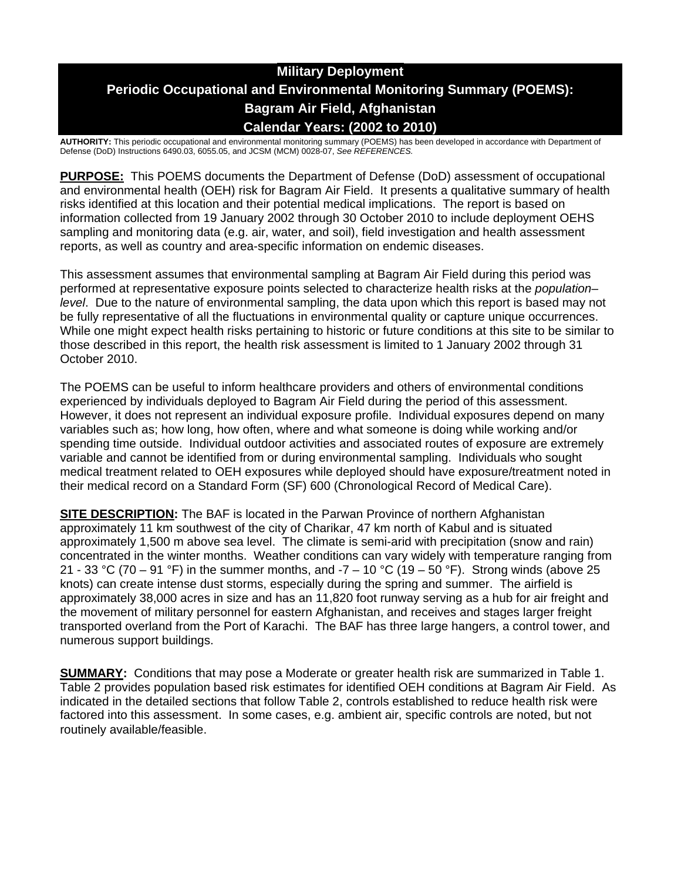# Military Deployment
# Periodic Occupational and Environmental Monitoring Summary (POEMS): Bagram Air Field, Afghanistan
# Calendar Years: (2002 to 2010)

**AUTHORITY:** This periodic occupational and environmental monitoring summary (POEMS) has been developed in accordance with Department of Defense (DoD) Instructions 6490.03, 6055.05, and JCSM (MCM) 0028-07, *See REFERENCES.*

**PURPOSE:** This POEMS documents the Department of Defense (DoD) assessment of occupational and environmental health (OEH) risk for Bagram Air Field. It presents a qualitative summary of health risks identified at this location and their potential medical implications. The report is based on information collected from 19 January 2002 through 30 October 2010 to include deployment OEHS sampling and monitoring data (e.g. air, water, and soil), field investigation and health assessment reports, as well as country and area-specific information on endemic diseases.

This assessment assumes that environmental sampling at Bagram Air Field during this period was performed at representative exposure points selected to characterize health risks at the *population–level*. Due to the nature of environmental sampling, the data upon which this report is based may not be fully representative of all the fluctuations in environmental quality or capture unique occurrences. While one might expect health risks pertaining to historic or future conditions at this site to be similar to those described in this report, the health risk assessment is limited to 1 January 2002 through 31 October 2010.

The POEMS can be useful to inform healthcare providers and others of environmental conditions experienced by individuals deployed to Bagram Air Field during the period of this assessment. However, it does not represent an individual exposure profile. Individual exposures depend on many variables such as; how long, how often, where and what someone is doing while working and/or spending time outside. Individual outdoor activities and associated routes of exposure are extremely variable and cannot be identified from or during environmental sampling. Individuals who sought medical treatment related to OEH exposures while deployed should have exposure/treatment noted in their medical record on a Standard Form (SF) 600 (Chronological Record of Medical Care).

**SITE DESCRIPTION:** The BAF is located in the Parwan Province of northern Afghanistan approximately 11 km southwest of the city of Charikar, 47 km north of Kabul and is situated approximately 1,500 m above sea level. The climate is semi-arid with precipitation (snow and rain) concentrated in the winter months. Weather conditions can vary widely with temperature ranging from 21 - 33 °C (70 – 91 °F) in the summer months, and -7 – 10 °C (19 – 50 °F). Strong winds (above 25 knots) can create intense dust storms, especially during the spring and summer. The airfield is approximately 38,000 acres in size and has an 11,820 foot runway serving as a hub for air freight and the movement of military personnel for eastern Afghanistan, and receives and stages larger freight transported overland from the Port of Karachi. The BAF has three large hangers, a control tower, and numerous support buildings.

**SUMMARY:** Conditions that may pose a Moderate or greater health risk are summarized in Table 1. Table 2 provides population based risk estimates for identified OEH conditions at Bagram Air Field. As indicated in the detailed sections that follow Table 2, controls established to reduce health risk were factored into this assessment. In some cases, e.g. ambient air, specific controls are noted, but not routinely available/feasible.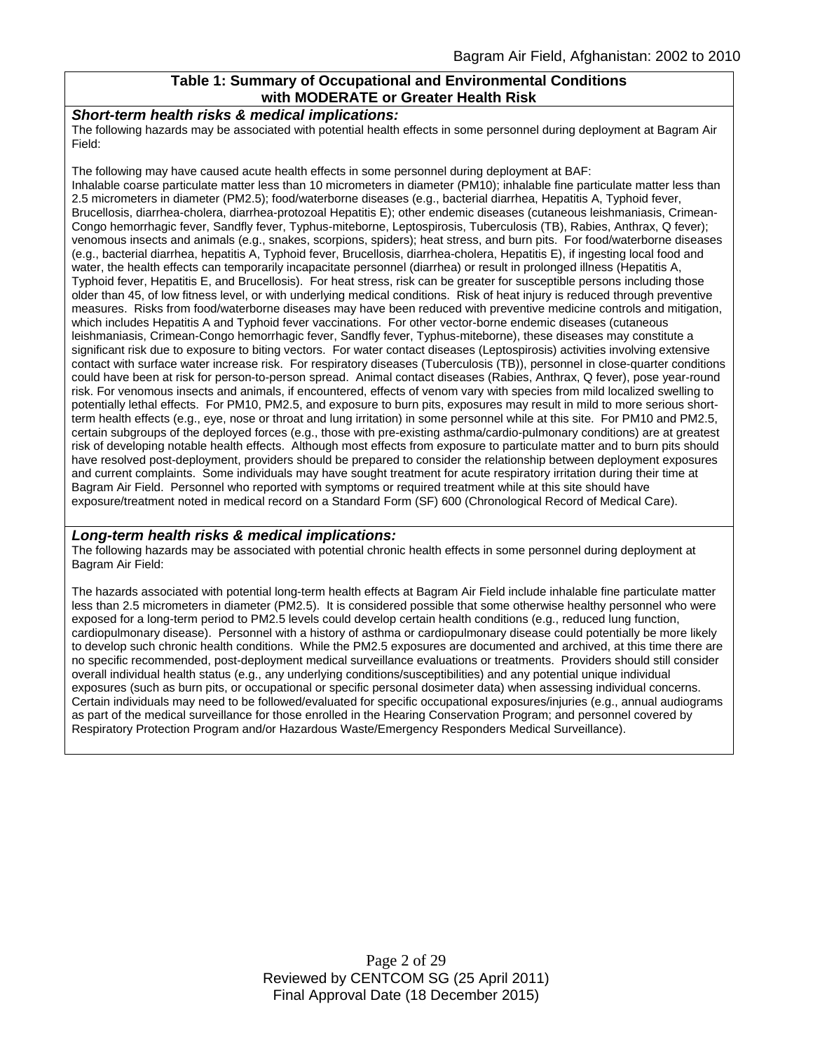**Table 1: Summary of Occupational and Environmental Conditions with MODERATE or Greater Health Risk**

***Short-term health risks & medical implications:***

The following hazards may be associated with potential health effects in some personnel during deployment at Bagram Air Field:

The following may have caused acute health effects in some personnel during deployment at BAF: Inhalable coarse particulate matter less than 10 micrometers in diameter (PM10); inhalable fine particulate matter less than 2.5 micrometers in diameter (PM2.5); food/waterborne diseases (e.g., bacterial diarrhea, Hepatitis A, Typhoid fever, Brucellosis, diarrhea-cholera, diarrhea-protozoal Hepatitis E); other endemic diseases (cutaneous leishmaniasis, Crimean-Congo hemorrhagic fever, Sandfly fever, Typhus-miteborne, Leptospirosis, Tuberculosis (TB), Rabies, Anthrax, Q fever); venomous insects and animals (e.g., snakes, scorpions, spiders); heat stress, and burn pits. For food/waterborne diseases (e.g., bacterial diarrhea, hepatitis A, Typhoid fever, Brucellosis, diarrhea-cholera, Hepatitis E), if ingesting local food and water, the health effects can temporarily incapacitate personnel (diarrhea) or result in prolonged illness (Hepatitis A, Typhoid fever, Hepatitis E, and Brucellosis). For heat stress, risk can be greater for susceptible persons including those older than 45, of low fitness level, or with underlying medical conditions. Risk of heat injury is reduced through preventive measures. Risks from food/waterborne diseases may have been reduced with preventive medicine controls and mitigation, which includes Hepatitis A and Typhoid fever vaccinations. For other vector-borne endemic diseases (cutaneous leishmaniasis, Crimean-Congo hemorrhagic fever, Sandfly fever, Typhus-miteborne), these diseases may constitute a significant risk due to exposure to biting vectors. For water contact diseases (Leptospirosis) activities involving extensive contact with surface water increase risk. For respiratory diseases (Tuberculosis (TB)), personnel in close-quarter conditions could have been at risk for person-to-person spread. Animal contact diseases (Rabies, Anthrax, Q fever), pose year-round risk. For venomous insects and animals, if encountered, effects of venom vary with species from mild localized swelling to potentially lethal effects. For PM10, PM2.5, and exposure to burn pits, exposures may result in mild to more serious short-term health effects (e.g., eye, nose or throat and lung irritation) in some personnel while at this site. For PM10 and PM2.5, certain subgroups of the deployed forces (e.g., those with pre-existing asthma/cardio-pulmonary conditions) are at greatest risk of developing notable health effects. Although most effects from exposure to particulate matter and to burn pits should have resolved post-deployment, providers should be prepared to consider the relationship between deployment exposures and current complaints. Some individuals may have sought treatment for acute respiratory irritation during their time at Bagram Air Field. Personnel who reported with symptoms or required treatment while at this site should have exposure/treatment noted in medical record on a Standard Form (SF) 600 (Chronological Record of Medical Care).

***Long-term health risks & medical implications:***

The following hazards may be associated with potential chronic health effects in some personnel during deployment at Bagram Air Field:

The hazards associated with potential long-term health effects at Bagram Air Field include inhalable fine particulate matter less than 2.5 micrometers in diameter (PM2.5). It is considered possible that some otherwise healthy personnel who were exposed for a long-term period to PM2.5 levels could develop certain health conditions (e.g., reduced lung function, cardiopulmonary disease). Personnel with a history of asthma or cardiopulmonary disease could potentially be more likely to develop such chronic health conditions. While the PM2.5 exposures are documented and archived, at this time there are no specific recommended, post-deployment medical surveillance evaluations or treatments. Providers should still consider overall individual health status (e.g., any underlying conditions/susceptibilities) and any potential unique individual exposures (such as burn pits, or occupational or specific personal dosimeter data) when assessing individual concerns. Certain individuals may need to be followed/evaluated for specific occupational exposures/injuries (e.g., annual audiograms as part of the medical surveillance for those enrolled in the Hearing Conservation Program; and personnel covered by Respiratory Protection Program and/or Hazardous Waste/Emergency Responders Medical Surveillance).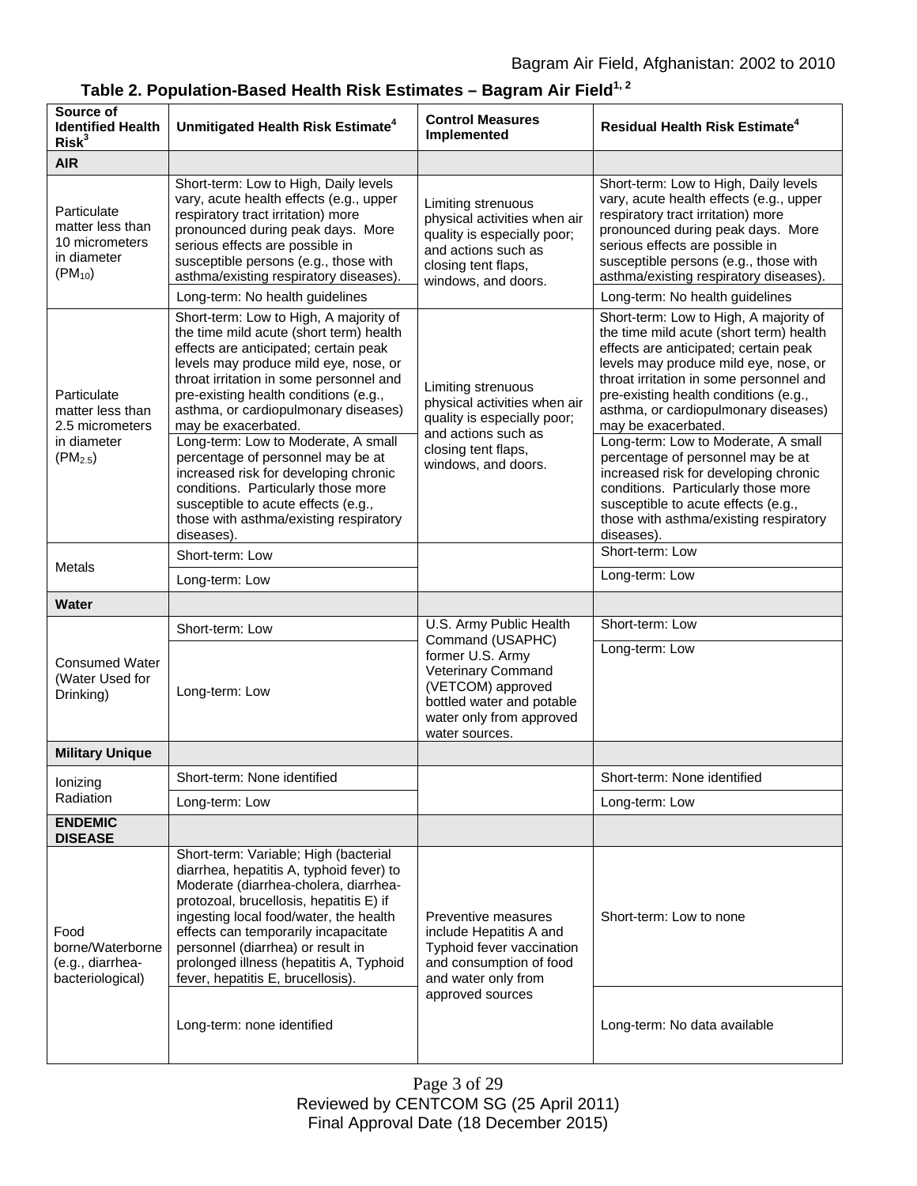### Table 2. Population-Based Health Risk Estimates – Bagram Air Field[1, 2]

| Source of Identified Health Risk[3] | Unmitigated Health Risk Estimate[4] | Control Measures Implemented | Residual Health Risk Estimate[4] |
|---|---|---|---|
| **AIR** | | | |
| Particulate matter less than 10 micrometers in diameter ($PM_{10}$) | Short-term: Low to High, Daily levels vary, acute health effects (e.g., upper respiratory tract irritation) more pronounced during peak days. More serious effects are possible in susceptible persons (e.g., those with asthma/existing respiratory diseases). | Limiting strenuous physical activities when air quality is especially poor; and actions such as closing tent flaps, windows, and doors. | Short-term: Low to High, Daily levels vary, acute health effects (e.g., upper respiratory tract irritation) more pronounced during peak days. More serious effects are possible in susceptible persons (e.g., those with asthma/existing respiratory diseases). |
| | Long-term: No health guidelines | | Long-term: No health guidelines |
| Particulate matter less than 2.5 micrometers in diameter ($PM_{2.5}$) | Short-term: Low to High, A majority of the time mild acute (short term) health effects are anticipated; certain peak levels may produce mild eye, nose, or throat irritation in some personnel and pre-existing health conditions (e.g., asthma, or cardiopulmonary diseases) may be exacerbated. | Limiting strenuous physical activities when air quality is especially poor; and actions such as closing tent flaps, windows, and doors. | Short-term: Low to High, A majority of the time mild acute (short term) health effects are anticipated; certain peak levels may produce mild eye, nose, or throat irritation in some personnel and pre-existing health conditions (e.g., asthma, or cardiopulmonary diseases) may be exacerbated. |
| | Long-term: Low to Moderate, A small percentage of personnel may be at increased risk for developing chronic conditions. Particularly those more susceptible to acute effects (e.g., those with asthma/existing respiratory diseases). | | Long-term: Low to Moderate, A small percentage of personnel may be at increased risk for developing chronic conditions. Particularly those more susceptible to acute effects (e.g., those with asthma/existing respiratory diseases). |
| Metals | Short-term: Low | | Short-term: Low |
| | Long-term: Low | | Long-term: Low |
| **Water** | | | |
| Consumed Water (Water Used for Drinking) | Short-term: Low | U.S. Army Public Health Command (USAPHC) former U.S. Army Veterinary Command (VETCOM) approved bottled water and potable water only from approved water sources. | Short-term: Low |
| | Long-term: Low | | Long-term: Low |
| **Military Unique** | | | |
| Ionizing Radiation | Short-term: None identified | | Short-term: None identified |
| | Long-term: Low | | Long-term: Low |
| **ENDEMIC DISEASE** | | | |
| Food borne/Waterborne (e.g., diarrhea-bacteriological) | Short-term: Variable; High (bacterial diarrhea, hepatitis A, typhoid fever) to Moderate (diarrhea-cholera, diarrhea-protozoal, brucellosis, hepatitis E) if ingesting local food/water, the health effects can temporarily incapacitate personnel (diarrhea) or result in prolonged illness (hepatitis A, Typhoid fever, hepatitis E, brucellosis). | Preventive measures include Hepatitis A and Typhoid fever vaccination and consumption of food and water only from approved sources | Short-term: Low to none |
| | Long-term: none identified | | Long-term: No data available |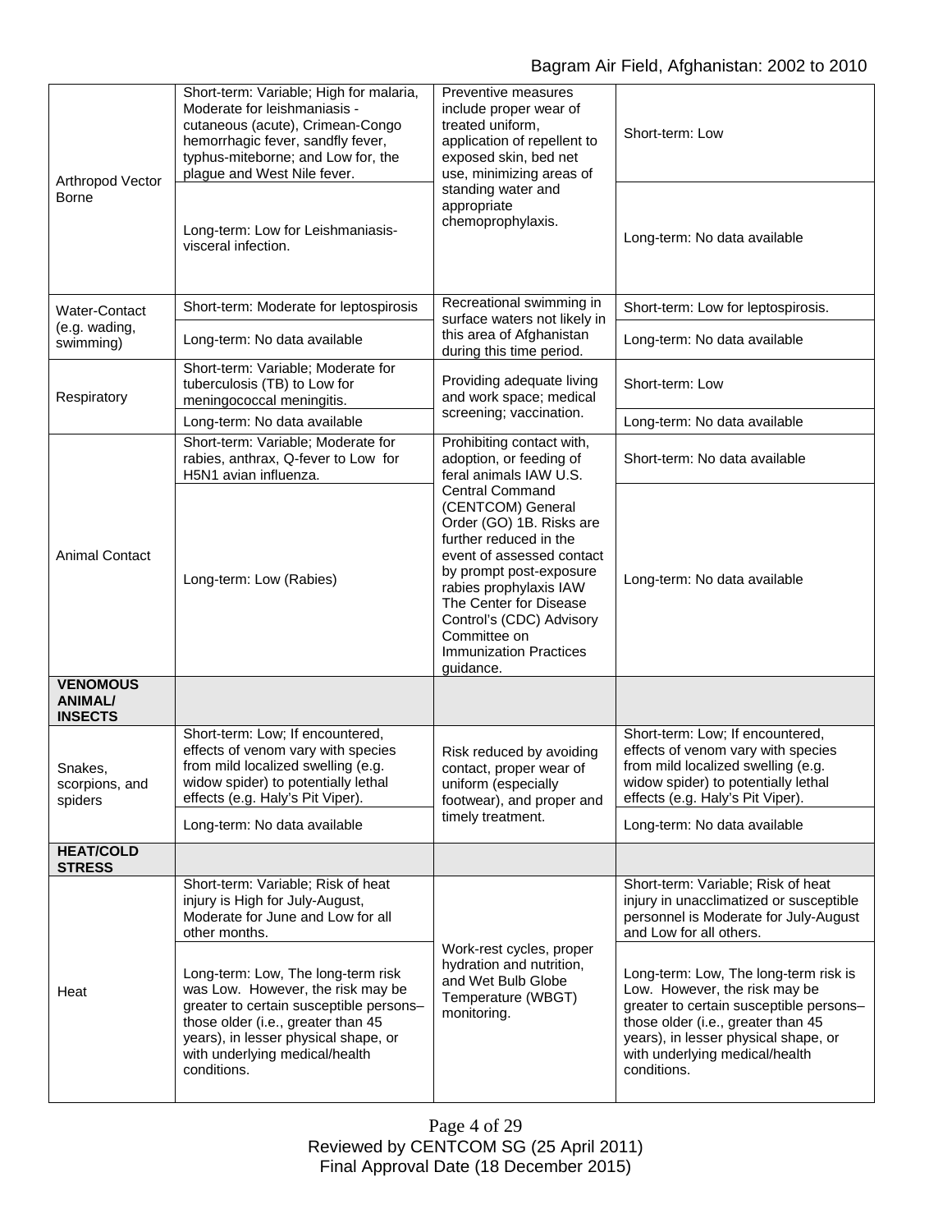| | | | |
|---|---|---|---|
| Arthropod Vector Borne | Short-term: Variable; High for malaria, Moderate for leishmaniasis - cutaneous (acute), Crimean-Congo hemorrhagic fever, sandfly fever, typhus-miteborne; and Low for, the plague and West Nile fever. | Preventive measures include proper wear of treated uniform, application of repellent to exposed skin, bed net use, minimizing areas of standing water and appropriate chemoprophylaxis. | Short-term: Low |
| | Long-term: Low for Leishmaniasis-visceral infection. | | Long-term: No data available |
| Water-Contact (e.g. wading, swimming) | Short-term: Moderate for leptospirosis | Recreational swimming in surface waters not likely in this area of Afghanistan during this time period. | Short-term: Low for leptospirosis. |
| | Long-term: No data available | | Long-term: No data available |
| Respiratory | Short-term: Variable; Moderate for tuberculosis (TB) to Low for meningococcal meningitis. | Providing adequate living and work space; medical screening; vaccination. | Short-term: Low |
| | Long-term: No data available | | Long-term: No data available |
| Animal Contact | Short-term: Variable; Moderate for rabies, anthrax, Q-fever to Low for H5N1 avian influenza. | Prohibiting contact with, adoption, or feeding of feral animals IAW U.S. Central Command (CENTCOM) General Order (GO) 1B. Risks are further reduced in the event of assessed contact by prompt post-exposure rabies prophylaxis IAW The Center for Disease Control's (CDC) Advisory Committee on Immunization Practices guidance. | Short-term: No data available |
| | Long-term: Low (Rabies) | | Long-term: No data available |
| **VENOMOUS ANIMAL/ INSECTS** | | | |
| Snakes, scorpions, and spiders | Short-term: Low; If encountered, effects of venom vary with species from mild localized swelling (e.g. widow spider) to potentially lethal effects (e.g. Haly's Pit Viper). | Risk reduced by avoiding contact, proper wear of uniform (especially footwear), and proper and timely treatment. | Short-term: Low; If encountered, effects of venom vary with species from mild localized swelling (e.g. widow spider) to potentially lethal effects (e.g. Haly's Pit Viper). |
| | Long-term: No data available | | Long-term: No data available |
| **HEAT/COLD STRESS** | | | |
| Heat | Short-term: Variable; Risk of heat injury is High for July-August, Moderate for June and Low for all other months. | Work-rest cycles, proper hydration and nutrition, and Wet Bulb Globe Temperature (WBGT) monitoring. | Short-term: Variable; Risk of heat injury in unacclimatized or susceptible personnel is Moderate for July-August and Low for all others. |
| | Long-term: Low, The long-term risk was Low. However, the risk may be greater to certain susceptible persons–those older (i.e., greater than 45 years), in lesser physical shape, or with underlying medical/health conditions. | | Long-term: Low, The long-term risk is Low. However, the risk may be greater to certain susceptible persons–those older (i.e., greater than 45 years), in lesser physical shape, or with underlying medical/health conditions. |

Reviewed by CENTCOM SG (25 April 2011)
Final Approval Date (18 December 2015)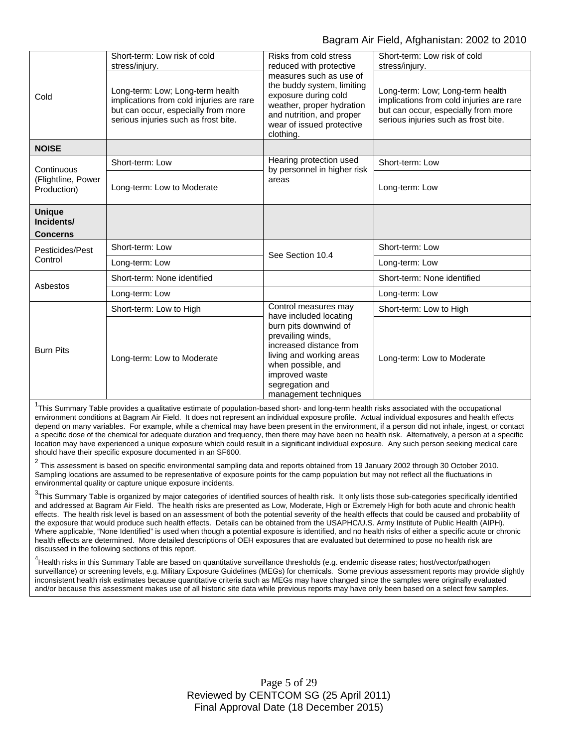| | | | |
|---|---|---|---|
| Cold | Short-term: Low risk of cold stress/injury. | Risks from cold stress reduced with protective measures such as use of the buddy system, limiting exposure during cold weather, proper hydration and nutrition, and proper wear of issued protective clothing. | Short-term: Low risk of cold stress/injury. |
| | Long-term: Low; Long-term health implications from cold injuries are rare but can occur, especially from more serious injuries such as frost bite. | | Long-term: Low; Long-term health implications from cold injuries are rare but can occur, especially from more serious injuries such as frost bite. |
| **NOISE** | | | |
| Continuous (Flightline, Power Production) | Short-term: Low | Hearing protection used by personnel in higher risk areas | Short-term: Low |
| | Long-term: Low to Moderate | | Long-term: Low |
| **Unique Incidents/ Concerns** | | | |
| Pesticides/Pest Control | Short-term: Low | See Section 10.4 | Short-term: Low |
| | Long-term: Low | | Long-term: Low |
| Asbestos | Short-term: None identified | | Short-term: None identified |
| | Long-term: Low | | Long-term: Low |
| Burn Pits | Short-term: Low to High | Control measures may have included locating burn pits downwind of prevailing winds, increased distance from living and working areas when possible, and improved waste segregation and management techniques | Short-term: Low to High |
| | Long-term: Low to Moderate | | Long-term: Low to Moderate |

[1]This Summary Table provides a qualitative estimate of population-based short- and long-term health risks associated with the occupational environment conditions at Bagram Air Field. It does not represent an individual exposure profile. Actual individual exposures and health effects depend on many variables. For example, while a chemical may have been present in the environment, if a person did not inhale, ingest, or contact a specific dose of the chemical for adequate duration and frequency, then there may have been no health risk. Alternatively, a person at a specific location may have experienced a unique exposure which could result in a significant individual exposure. Any such person seeking medical care should have their specific exposure documented in an SF600.

[2] This assessment is based on specific environmental sampling data and reports obtained from 19 January 2002 through 30 October 2010. Sampling locations are assumed to be representative of exposure points for the camp population but may not reflect all the fluctuations in environmental quality or capture unique exposure incidents.

[3]This Summary Table is organized by major categories of identified sources of health risk. It only lists those sub-categories specifically identified and addressed at Bagram Air Field. The health risks are presented as Low, Moderate, High or Extremely High for both acute and chronic health effects. The health risk level is based on an assessment of both the potential severity of the health effects that could be caused and probability of the exposure that would produce such health effects. Details can be obtained from the USAPHC/U.S. Army Institute of Public Health (AIPH). Where applicable, "None Identified" is used when though a potential exposure is identified, and no health risks of either a specific acute or chronic health effects are determined. More detailed descriptions of OEH exposures that are evaluated but determined to pose no health risk are discussed in the following sections of this report.

[4]Health risks in this Summary Table are based on quantitative surveillance thresholds (e.g. endemic disease rates; host/vector/pathogen surveillance) or screening levels, e.g. Military Exposure Guidelines (MEGs) for chemicals. Some previous assessment reports may provide slightly inconsistent health risk estimates because quantitative criteria such as MEGs may have changed since the samples were originally evaluated and/or because this assessment makes use of all historic site data while previous reports may have only been based on a select few samples.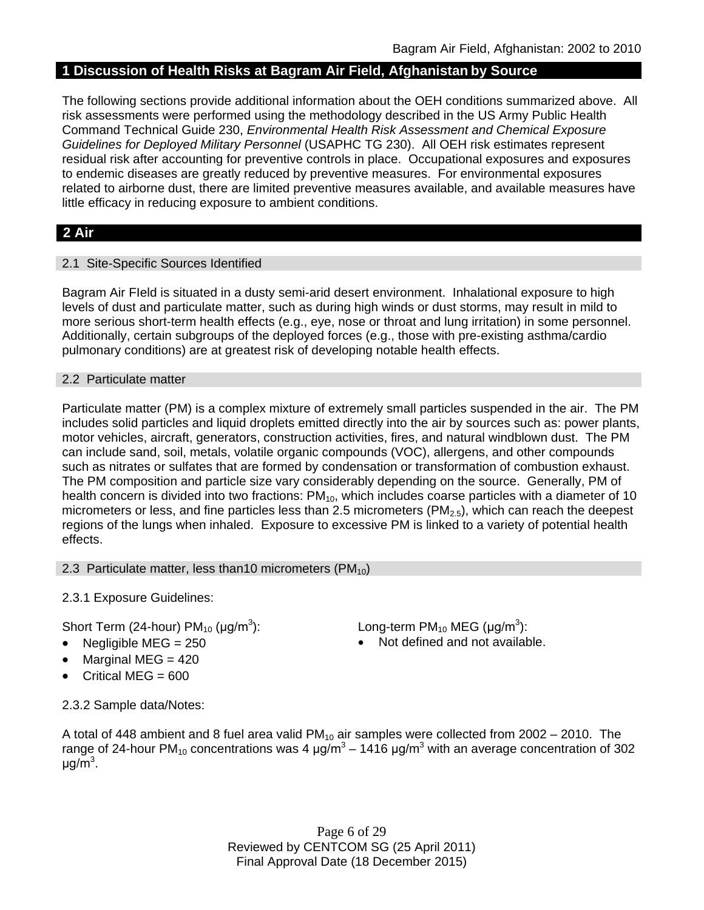# 1 Discussion of Health Risks at Bagram Air Field, Afghanistan by Source

The following sections provide additional information about the OEH conditions summarized above. All risk assessments were performed using the methodology described in the US Army Public Health Command Technical Guide 230, *Environmental Health Risk Assessment and Chemical Exposure Guidelines for Deployed Military Personnel* (USAPHC TG 230). All OEH risk estimates represent residual risk after accounting for preventive controls in place. Occupational exposures and exposures to endemic diseases are greatly reduced by preventive measures. For environmental exposures related to airborne dust, there are limited preventive measures available, and available measures have little efficacy in reducing exposure to ambient conditions.

# 2 Air

## 2.1 Site-Specific Sources Identified

Bagram Air FIeld is situated in a dusty semi-arid desert environment. Inhalational exposure to high levels of dust and particulate matter, such as during high winds or dust storms, may result in mild to more serious short-term health effects (e.g., eye, nose or throat and lung irritation) in some personnel. Additionally, certain subgroups of the deployed forces (e.g., those with pre-existing asthma/cardio pulmonary conditions) are at greatest risk of developing notable health effects.

## 2.2 Particulate matter

Particulate matter (PM) is a complex mixture of extremely small particles suspended in the air. The PM includes solid particles and liquid droplets emitted directly into the air by sources such as: power plants, motor vehicles, aircraft, generators, construction activities, fires, and natural windblown dust. The PM can include sand, soil, metals, volatile organic compounds (VOC), allergens, and other compounds such as nitrates or sulfates that are formed by condensation or transformation of combustion exhaust. The PM composition and particle size vary considerably depending on the source. Generally, PM of health concern is divided into two fractions: $PM_{10}$, which includes coarse particles with a diameter of 10 micrometers or less, and fine particles less than 2.5 micrometers ($PM_{2.5}$), which can reach the deepest regions of the lungs when inhaled. Exposure to excessive PM is linked to a variety of potential health effects.

## 2.3 Particulate matter, less than10 micrometers ($PM_{10}$)

2.3.1 Exposure Guidelines:

Short Term (24-hour) $PM_{10}$ ($\mu g/m^3$):

- Negligible MEG = 250
- Marginal MEG = 420
- Critical MEG = 600

Long-term $PM_{10}$ MEG ($\mu g/m^3$):

- Not defined and not available.

2.3.2 Sample data/Notes:

A total of 448 ambient and 8 fuel area valid $PM_{10}$ air samples were collected from 2002 – 2010. The range of 24-hour $PM_{10}$ concentrations was 4 $\mu g/m^3$ – 1416 $\mu g/m^3$ with an average concentration of 302 $\mu g/m^3$.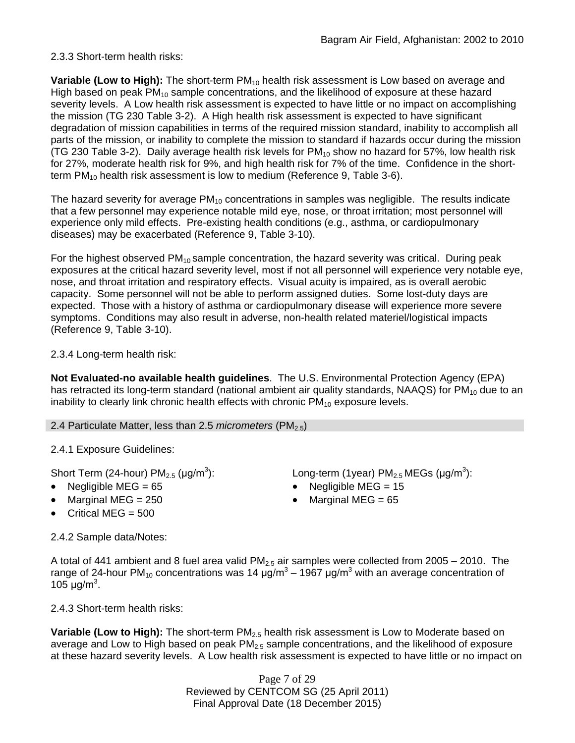2.3.3 Short-term health risks:

**Variable (Low to High):** The short-term $PM_{10}$ health risk assessment is Low based on average and High based on peak $PM_{10}$ sample concentrations, and the likelihood of exposure at these hazard severity levels. A Low health risk assessment is expected to have little or no impact on accomplishing the mission (TG 230 Table 3-2). A High health risk assessment is expected to have significant degradation of mission capabilities in terms of the required mission standard, inability to accomplish all parts of the mission, or inability to complete the mission to standard if hazards occur during the mission (TG 230 Table 3-2). Daily average health risk levels for $PM_{10}$ show no hazard for 57%, low health risk for 27%, moderate health risk for 9%, and high health risk for 7% of the time. Confidence in the short-term $PM_{10}$ health risk assessment is low to medium (Reference 9, Table 3-6).

The hazard severity for average $PM_{10}$ concentrations in samples was negligible. The results indicate that a few personnel may experience notable mild eye, nose, or throat irritation; most personnel will experience only mild effects. Pre-existing health conditions (e.g., asthma, or cardiopulmonary diseases) may be exacerbated (Reference 9, Table 3-10).

For the highest observed $PM_{10}$ sample concentration, the hazard severity was critical. During peak exposures at the critical hazard severity level, most if not all personnel will experience very notable eye, nose, and throat irritation and respiratory effects. Visual acuity is impaired, as is overall aerobic capacity. Some personnel will not be able to perform assigned duties. Some lost-duty days are expected. Those with a history of asthma or cardiopulmonary disease will experience more severe symptoms. Conditions may also result in adverse, non-health related materiel/logistical impacts (Reference 9, Table 3-10).

2.3.4 Long-term health risk:

**Not Evaluated-no available health guidelines**. The U.S. Environmental Protection Agency (EPA) has retracted its long-term standard (national ambient air quality standards, NAAQS) for $PM_{10}$ due to an inability to clearly link chronic health effects with chronic $PM_{10}$ exposure levels.

## 2.4 Particulate Matter, less than 2.5 *micrometers* ($PM_{2.5}$)

2.4.1 Exposure Guidelines:

Short Term (24-hour) $PM_{2.5}$ (μg/m$^3$):

- Negligible MEG = 65
- Marginal MEG = 250
- Critical MEG = 500

Long-term (1year) $PM_{2.5}$ MEGs (μg/m$^3$):

- Negligible MEG = 15
- Marginal MEG = 65

2.4.2 Sample data/Notes:

A total of 441 ambient and 8 fuel area valid $PM_{2.5}$ air samples were collected from 2005 – 2010. The range of 24-hour $PM_{10}$ concentrations was 14 μg/m$^3$ – 1967 μg/m$^3$ with an average concentration of 105 μg/m$^3$.

2.4.3 Short-term health risks:

**Variable (Low to High):** The short-term $PM_{2.5}$ health risk assessment is Low to Moderate based on average and Low to High based on peak $PM_{2.5}$ sample concentrations, and the likelihood of exposure at these hazard severity levels. A Low health risk assessment is expected to have little or no impact on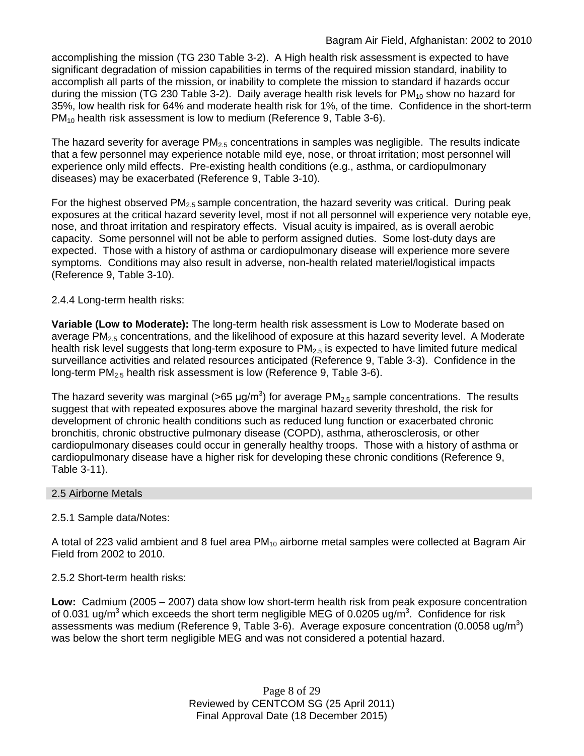accomplishing the mission (TG 230 Table 3-2). A High health risk assessment is expected to have significant degradation of mission capabilities in terms of the required mission standard, inability to accomplish all parts of the mission, or inability to complete the mission to standard if hazards occur during the mission (TG 230 Table 3-2). Daily average health risk levels for $PM_{10}$ show no hazard for 35%, low health risk for 64% and moderate health risk for 1%, of the time. Confidence in the short-term $PM_{10}$ health risk assessment is low to medium (Reference 9, Table 3-6).

The hazard severity for average $PM_{2.5}$ concentrations in samples was negligible. The results indicate that a few personnel may experience notable mild eye, nose, or throat irritation; most personnel will experience only mild effects. Pre-existing health conditions (e.g., asthma, or cardiopulmonary diseases) may be exacerbated (Reference 9, Table 3-10).

For the highest observed $PM_{2.5}$ sample concentration, the hazard severity was critical. During peak exposures at the critical hazard severity level, most if not all personnel will experience very notable eye, nose, and throat irritation and respiratory effects. Visual acuity is impaired, as is overall aerobic capacity. Some personnel will not be able to perform assigned duties. Some lost-duty days are expected. Those with a history of asthma or cardiopulmonary disease will experience more severe symptoms. Conditions may also result in adverse, non-health related materiel/logistical impacts (Reference 9, Table 3-10).

2.4.4 Long-term health risks:

**Variable (Low to Moderate):** The long-term health risk assessment is Low to Moderate based on average $PM_{2.5}$ concentrations, and the likelihood of exposure at this hazard severity level. A Moderate health risk level suggests that long-term exposure to $PM_{2.5}$ is expected to have limited future medical surveillance activities and related resources anticipated (Reference 9, Table 3-3). Confidence in the long-term $PM_{2.5}$ health risk assessment is low (Reference 9, Table 3-6).

The hazard severity was marginal (>65 $\mu g/m^3$) for average $PM_{2.5}$ sample concentrations. The results suggest that with repeated exposures above the marginal hazard severity threshold, the risk for development of chronic health conditions such as reduced lung function or exacerbated chronic bronchitis, chronic obstructive pulmonary disease (COPD), asthma, atherosclerosis, or other cardiopulmonary diseases could occur in generally healthy troops. Those with a history of asthma or cardiopulmonary disease have a higher risk for developing these chronic conditions (Reference 9, Table 3-11).

## 2.5 Airborne Metals

2.5.1 Sample data/Notes:

A total of 223 valid ambient and 8 fuel area $PM_{10}$ airborne metal samples were collected at Bagram Air Field from 2002 to 2010.

2.5.2 Short-term health risks:

**Low:** Cadmium (2005 – 2007) data show low short-term health risk from peak exposure concentration of 0.031 $ug/m^3$ which exceeds the short term negligible MEG of 0.0205 $ug/m^3$. Confidence for risk assessments was medium (Reference 9, Table 3-6). Average exposure concentration (0.0058 $ug/m^3$) was below the short term negligible MEG and was not considered a potential hazard.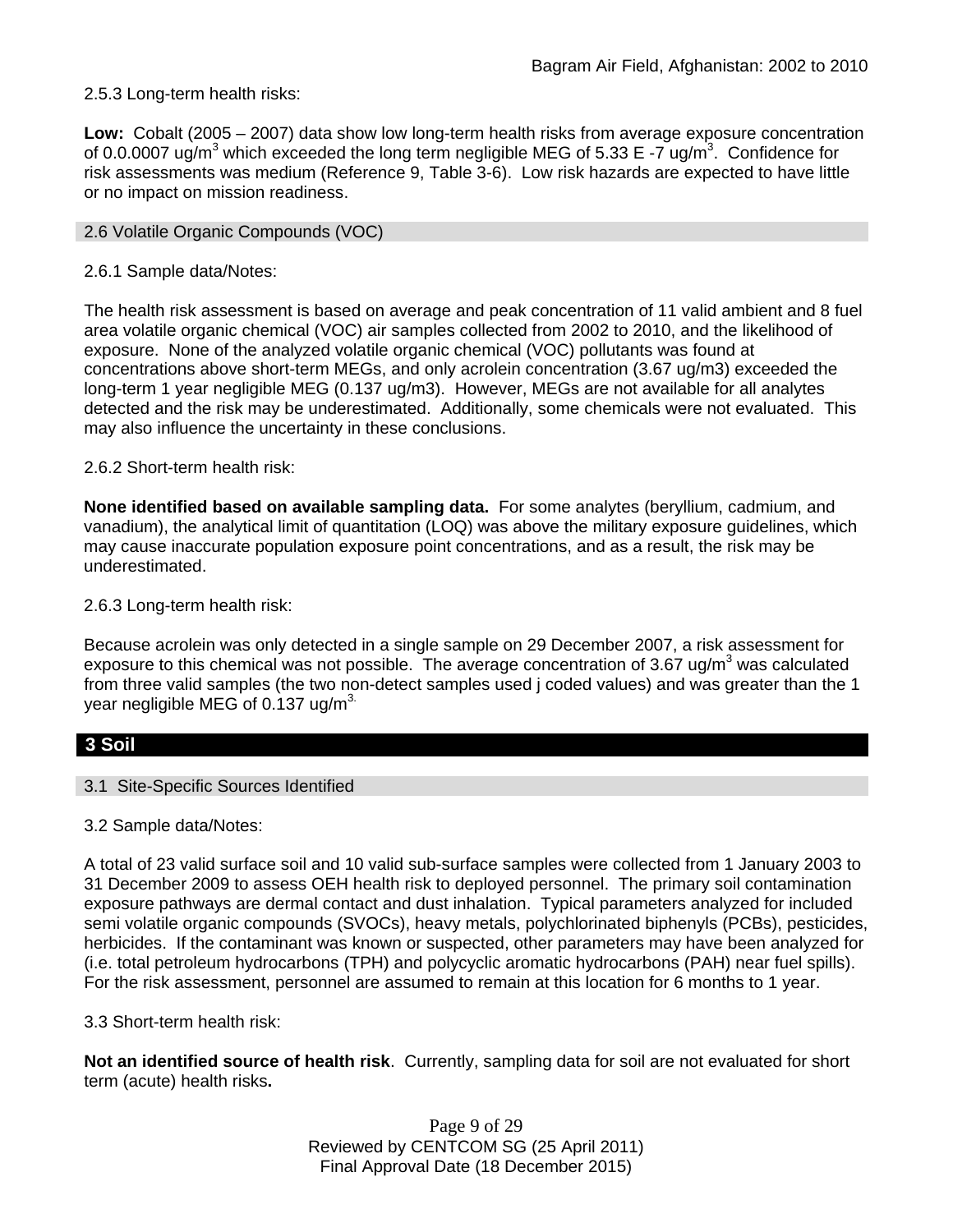2.5.3 Long-term health risks:

**Low:** Cobalt (2005 – 2007) data show low long-term health risks from average exposure concentration of 0.0.0007 ug/m$^3$ which exceeded the long term negligible MEG of 5.33 E -7 ug/m$^3$. Confidence for risk assessments was medium (Reference 9, Table 3-6). Low risk hazards are expected to have little or no impact on mission readiness.

### 2.6 Volatile Organic Compounds (VOC)

2.6.1 Sample data/Notes:

The health risk assessment is based on average and peak concentration of 11 valid ambient and 8 fuel area volatile organic chemical (VOC) air samples collected from 2002 to 2010, and the likelihood of exposure. None of the analyzed volatile organic chemical (VOC) pollutants was found at concentrations above short-term MEGs, and only acrolein concentration (3.67 ug/m3) exceeded the long-term 1 year negligible MEG (0.137 ug/m3). However, MEGs are not available for all analytes detected and the risk may be underestimated. Additionally, some chemicals were not evaluated. This may also influence the uncertainty in these conclusions.

2.6.2 Short-term health risk:

**None identified based on available sampling data.** For some analytes (beryllium, cadmium, and vanadium), the analytical limit of quantitation (LOQ) was above the military exposure guidelines, which may cause inaccurate population exposure point concentrations, and as a result, the risk may be underestimated.

2.6.3 Long-term health risk:

Because acrolein was only detected in a single sample on 29 December 2007, a risk assessment for exposure to this chemical was not possible. The average concentration of 3.67 ug/m$^3$ was calculated from three valid samples (the two non-detect samples used j coded values) and was greater than the 1 year negligible MEG of 0.137 ug/m$^3$.

## 3 Soil

### 3.1 Site-Specific Sources Identified

3.2 Sample data/Notes:

A total of 23 valid surface soil and 10 valid sub-surface samples were collected from 1 January 2003 to 31 December 2009 to assess OEH health risk to deployed personnel. The primary soil contamination exposure pathways are dermal contact and dust inhalation. Typical parameters analyzed for included semi volatile organic compounds (SVOCs), heavy metals, polychlorinated biphenyls (PCBs), pesticides, herbicides. If the contaminant was known or suspected, other parameters may have been analyzed for (i.e. total petroleum hydrocarbons (TPH) and polycyclic aromatic hydrocarbons (PAH) near fuel spills). For the risk assessment, personnel are assumed to remain at this location for 6 months to 1 year.

3.3 Short-term health risk:

**Not an identified source of health risk**. Currently, sampling data for soil are not evaluated for short term (acute) health risks**.**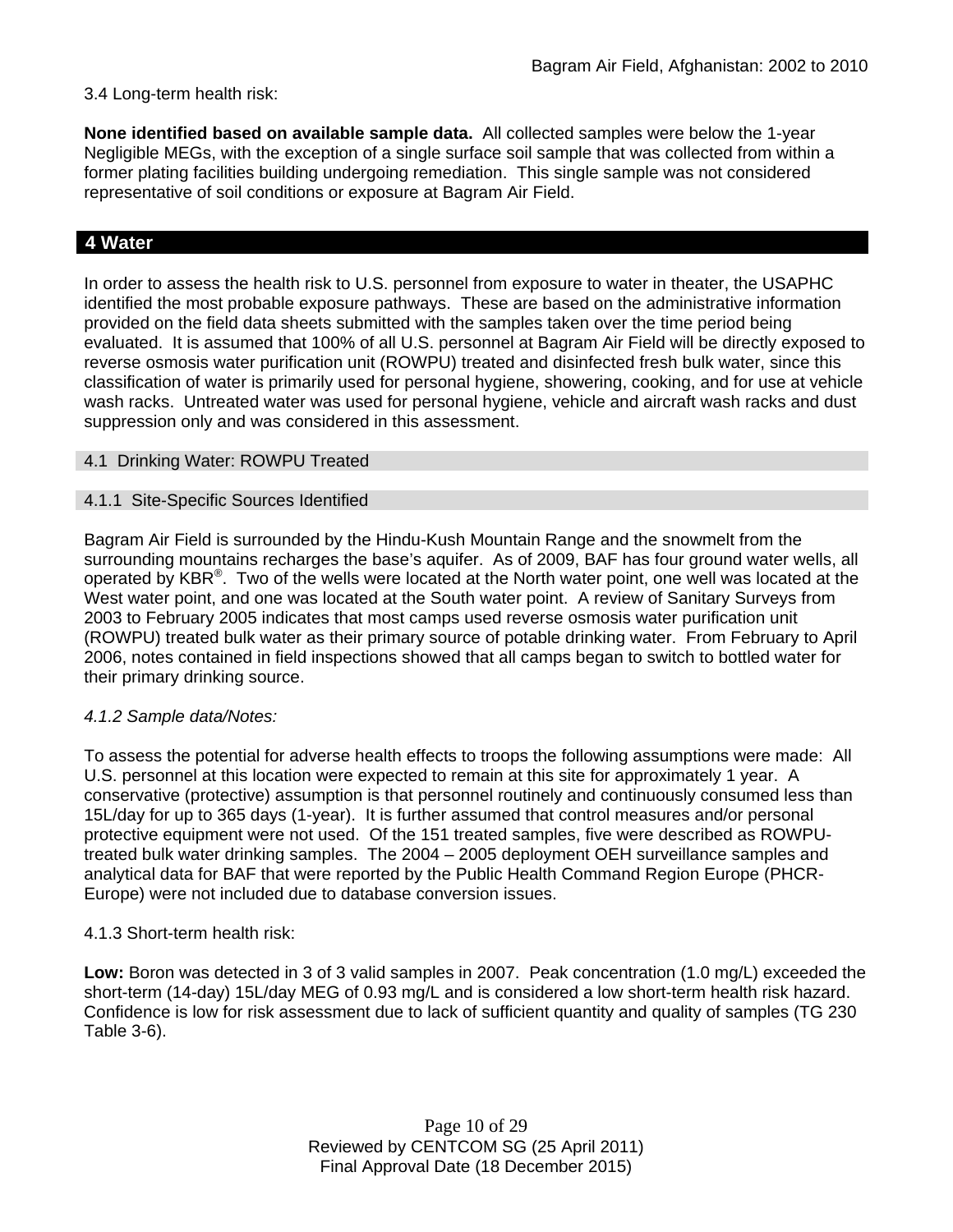3.4 Long-term health risk:

**None identified based on available sample data.** All collected samples were below the 1-year Negligible MEGs, with the exception of a single surface soil sample that was collected from within a former plating facilities building undergoing remediation. This single sample was not considered representative of soil conditions or exposure at Bagram Air Field.

## 4 Water

In order to assess the health risk to U.S. personnel from exposure to water in theater, the USAPHC identified the most probable exposure pathways. These are based on the administrative information provided on the field data sheets submitted with the samples taken over the time period being evaluated. It is assumed that 100% of all U.S. personnel at Bagram Air Field will be directly exposed to reverse osmosis water purification unit (ROWPU) treated and disinfected fresh bulk water, since this classification of water is primarily used for personal hygiene, showering, cooking, and for use at vehicle wash racks. Untreated water was used for personal hygiene, vehicle and aircraft wash racks and dust suppression only and was considered in this assessment.

### 4.1 Drinking Water: ROWPU Treated

#### 4.1.1 Site-Specific Sources Identified

Bagram Air Field is surrounded by the Hindu-Kush Mountain Range and the snowmelt from the surrounding mountains recharges the base's aquifer. As of 2009, BAF has four ground water wells, all operated by KBR®. Two of the wells were located at the North water point, one well was located at the West water point, and one was located at the South water point. A review of Sanitary Surveys from 2003 to February 2005 indicates that most camps used reverse osmosis water purification unit (ROWPU) treated bulk water as their primary source of potable drinking water. From February to April 2006, notes contained in field inspections showed that all camps began to switch to bottled water for their primary drinking source.

*4.1.2 Sample data/Notes:*

To assess the potential for adverse health effects to troops the following assumptions were made: All U.S. personnel at this location were expected to remain at this site for approximately 1 year. A conservative (protective) assumption is that personnel routinely and continuously consumed less than 15L/day for up to 365 days (1-year). It is further assumed that control measures and/or personal protective equipment were not used. Of the 151 treated samples, five were described as ROWPU-treated bulk water drinking samples. The 2004 – 2005 deployment OEH surveillance samples and analytical data for BAF that were reported by the Public Health Command Region Europe (PHCR-Europe) were not included due to database conversion issues.

4.1.3 Short-term health risk:

**Low:** Boron was detected in 3 of 3 valid samples in 2007. Peak concentration (1.0 mg/L) exceeded the short-term (14-day) 15L/day MEG of 0.93 mg/L and is considered a low short-term health risk hazard. Confidence is low for risk assessment due to lack of sufficient quantity and quality of samples (TG 230 Table 3-6).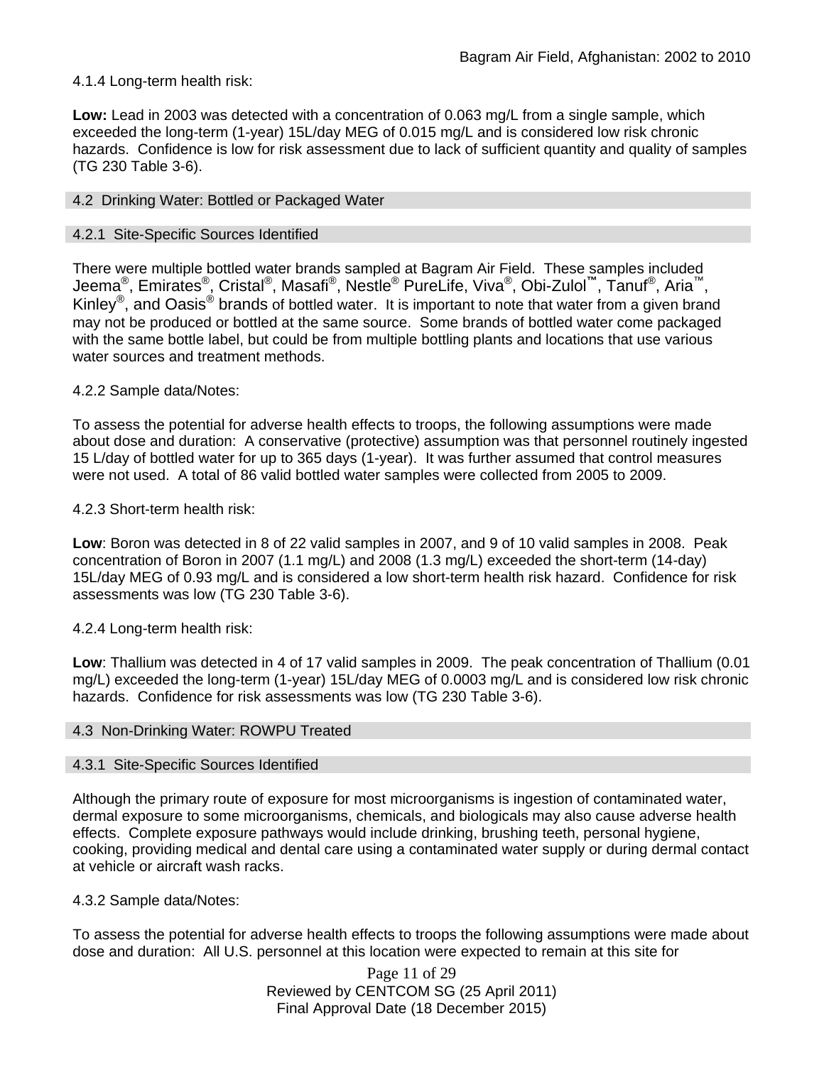4.1.4 Long-term health risk:

**Low:** Lead in 2003 was detected with a concentration of 0.063 mg/L from a single sample, which exceeded the long-term (1-year) 15L/day MEG of 0.015 mg/L and is considered low risk chronic hazards. Confidence is low for risk assessment due to lack of sufficient quantity and quality of samples (TG 230 Table 3-6).

## 4.2 Drinking Water: Bottled or Packaged Water

### 4.2.1 Site-Specific Sources Identified

There were multiple bottled water brands sampled at Bagram Air Field. These samples included Jeema®, Emirates®, Cristal®, Masafi®, Nestle® PureLife, Viva®, Obi-Zulol™, Tanuf®, Aria™, Kinley®, and Oasis® brands of bottled water. It is important to note that water from a given brand may not be produced or bottled at the same source. Some brands of bottled water come packaged with the same bottle label, but could be from multiple bottling plants and locations that use various water sources and treatment methods.

4.2.2 Sample data/Notes:

To assess the potential for adverse health effects to troops, the following assumptions were made about dose and duration: A conservative (protective) assumption was that personnel routinely ingested 15 L/day of bottled water for up to 365 days (1-year). It was further assumed that control measures were not used. A total of 86 valid bottled water samples were collected from 2005 to 2009.

4.2.3 Short-term health risk:

**Low**: Boron was detected in 8 of 22 valid samples in 2007, and 9 of 10 valid samples in 2008. Peak concentration of Boron in 2007 (1.1 mg/L) and 2008 (1.3 mg/L) exceeded the short-term (14-day) 15L/day MEG of 0.93 mg/L and is considered a low short-term health risk hazard. Confidence for risk assessments was low (TG 230 Table 3-6).

4.2.4 Long-term health risk:

**Low**: Thallium was detected in 4 of 17 valid samples in 2009. The peak concentration of Thallium (0.01 mg/L) exceeded the long-term (1-year) 15L/day MEG of 0.0003 mg/L and is considered low risk chronic hazards. Confidence for risk assessments was low (TG 230 Table 3-6).

## 4.3 Non-Drinking Water: ROWPU Treated

### 4.3.1 Site-Specific Sources Identified

Although the primary route of exposure for most microorganisms is ingestion of contaminated water, dermal exposure to some microorganisms, chemicals, and biologicals may also cause adverse health effects. Complete exposure pathways would include drinking, brushing teeth, personal hygiene, cooking, providing medical and dental care using a contaminated water supply or during dermal contact at vehicle or aircraft wash racks.

4.3.2 Sample data/Notes:

To assess the potential for adverse health effects to troops the following assumptions were made about dose and duration: All U.S. personnel at this location were expected to remain at this site for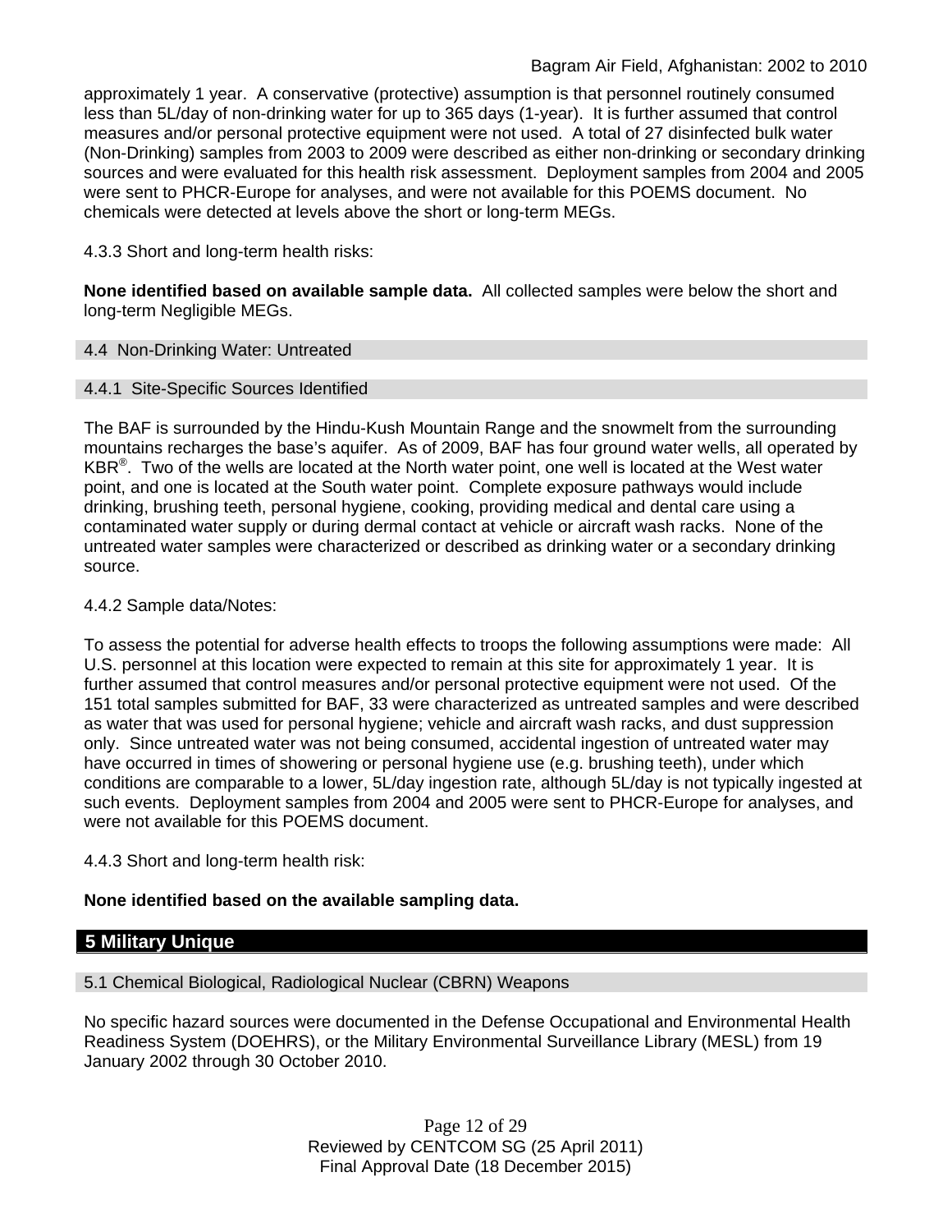approximately 1 year. A conservative (protective) assumption is that personnel routinely consumed less than 5L/day of non-drinking water for up to 365 days (1-year). It is further assumed that control measures and/or personal protective equipment were not used. A total of 27 disinfected bulk water (Non-Drinking) samples from 2003 to 2009 were described as either non-drinking or secondary drinking sources and were evaluated for this health risk assessment. Deployment samples from 2004 and 2005 were sent to PHCR-Europe for analyses, and were not available for this POEMS document. No chemicals were detected at levels above the short or long-term MEGs.

4.3.3 Short and long-term health risks:

**None identified based on available sample data.** All collected samples were below the short and long-term Negligible MEGs.

### 4.4 Non-Drinking Water: Untreated

#### 4.4.1 Site-Specific Sources Identified

The BAF is surrounded by the Hindu-Kush Mountain Range and the snowmelt from the surrounding mountains recharges the base's aquifer. As of 2009, BAF has four ground water wells, all operated by KBR®. Two of the wells are located at the North water point, one well is located at the West water point, and one is located at the South water point. Complete exposure pathways would include drinking, brushing teeth, personal hygiene, cooking, providing medical and dental care using a contaminated water supply or during dermal contact at vehicle or aircraft wash racks. None of the untreated water samples were characterized or described as drinking water or a secondary drinking source.

4.4.2 Sample data/Notes:

To assess the potential for adverse health effects to troops the following assumptions were made: All U.S. personnel at this location were expected to remain at this site for approximately 1 year. It is further assumed that control measures and/or personal protective equipment were not used. Of the 151 total samples submitted for BAF, 33 were characterized as untreated samples and were described as water that was used for personal hygiene; vehicle and aircraft wash racks, and dust suppression only. Since untreated water was not being consumed, accidental ingestion of untreated water may have occurred in times of showering or personal hygiene use (e.g. brushing teeth), under which conditions are comparable to a lower, 5L/day ingestion rate, although 5L/day is not typically ingested at such events. Deployment samples from 2004 and 2005 were sent to PHCR-Europe for analyses, and were not available for this POEMS document.

4.4.3 Short and long-term health risk:

**None identified based on the available sampling data.**

## 5 Military Unique

### 5.1 Chemical Biological, Radiological Nuclear (CBRN) Weapons

No specific hazard sources were documented in the Defense Occupational and Environmental Health Readiness System (DOEHRS), or the Military Environmental Surveillance Library (MESL) from 19 January 2002 through 30 October 2010.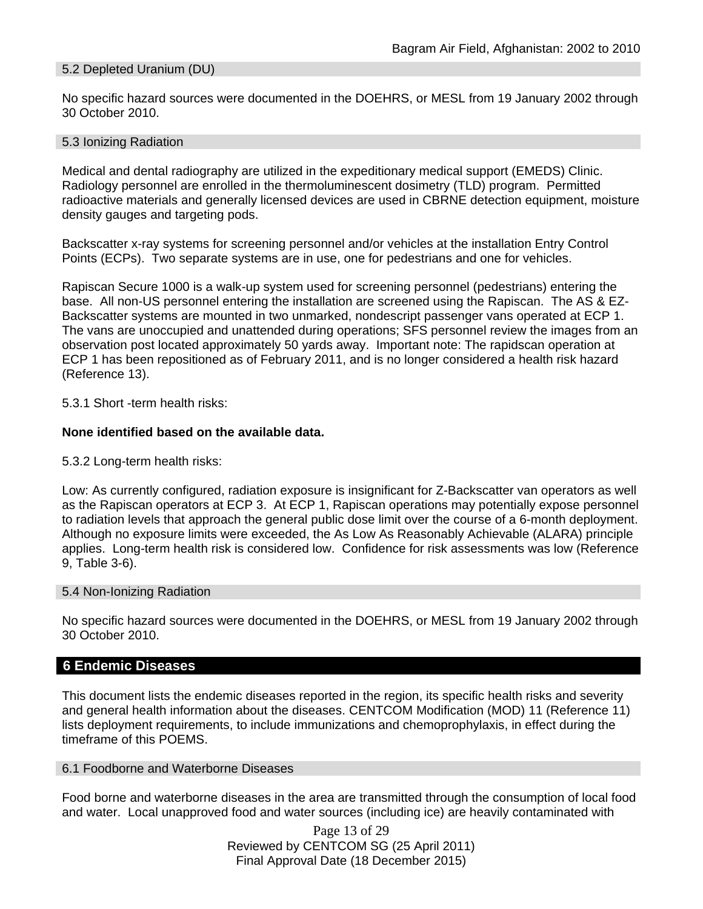## 5.2 Depleted Uranium (DU)

No specific hazard sources were documented in the DOEHRS, or MESL from 19 January 2002 through 30 October 2010.

## 5.3 Ionizing Radiation

Medical and dental radiography are utilized in the expeditionary medical support (EMEDS) Clinic. Radiology personnel are enrolled in the thermoluminescent dosimetry (TLD) program. Permitted radioactive materials and generally licensed devices are used in CBRNE detection equipment, moisture density gauges and targeting pods.

Backscatter x-ray systems for screening personnel and/or vehicles at the installation Entry Control Points (ECPs). Two separate systems are in use, one for pedestrians and one for vehicles.

Rapiscan Secure 1000 is a walk-up system used for screening personnel (pedestrians) entering the base. All non-US personnel entering the installation are screened using the Rapiscan. The AS & EZ-Backscatter systems are mounted in two unmarked, nondescript passenger vans operated at ECP 1. The vans are unoccupied and unattended during operations; SFS personnel review the images from an observation post located approximately 50 yards away. Important note: The rapidscan operation at ECP 1 has been repositioned as of February 2011, and is no longer considered a health risk hazard (Reference 13).

5.3.1 Short -term health risks:

**None identified based on the available data.**

5.3.2 Long-term health risks:

Low: As currently configured, radiation exposure is insignificant for Z-Backscatter van operators as well as the Rapiscan operators at ECP 3. At ECP 1, Rapiscan operations may potentially expose personnel to radiation levels that approach the general public dose limit over the course of a 6-month deployment. Although no exposure limits were exceeded, the As Low As Reasonably Achievable (ALARA) principle applies. Long-term health risk is considered low. Confidence for risk assessments was low (Reference 9, Table 3-6).

## 5.4 Non-Ionizing Radiation

No specific hazard sources were documented in the DOEHRS, or MESL from 19 January 2002 through 30 October 2010.

# 6 Endemic Diseases

This document lists the endemic diseases reported in the region, its specific health risks and severity and general health information about the diseases. CENTCOM Modification (MOD) 11 (Reference 11) lists deployment requirements, to include immunizations and chemoprophylaxis, in effect during the timeframe of this POEMS.

## 6.1 Foodborne and Waterborne Diseases

Food borne and waterborne diseases in the area are transmitted through the consumption of local food and water. Local unapproved food and water sources (including ice) are heavily contaminated with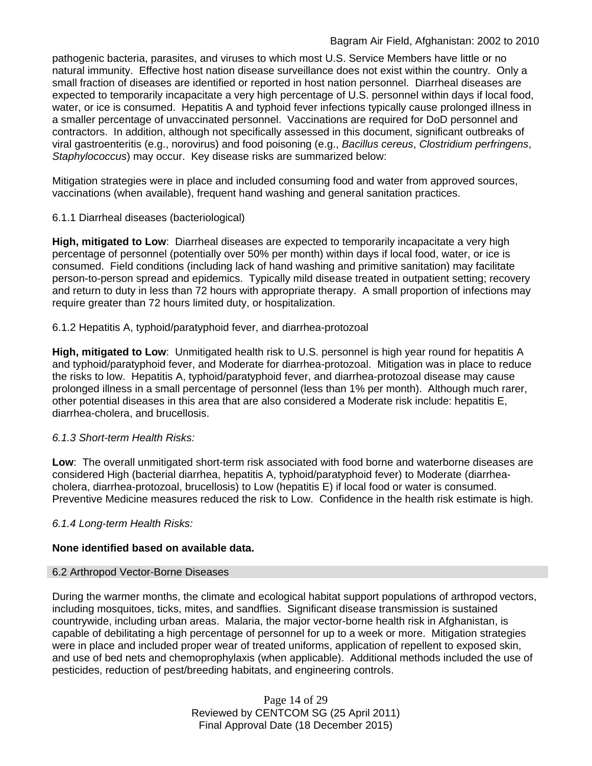pathogenic bacteria, parasites, and viruses to which most U.S. Service Members have little or no natural immunity. Effective host nation disease surveillance does not exist within the country. Only a small fraction of diseases are identified or reported in host nation personnel. Diarrheal diseases are expected to temporarily incapacitate a very high percentage of U.S. personnel within days if local food, water, or ice is consumed. Hepatitis A and typhoid fever infections typically cause prolonged illness in a smaller percentage of unvaccinated personnel. Vaccinations are required for DoD personnel and contractors. In addition, although not specifically assessed in this document, significant outbreaks of viral gastroenteritis (e.g., norovirus) and food poisoning (e.g., *Bacillus cereus*, *Clostridium perfringens*, *Staphylococcus*) may occur. Key disease risks are summarized below:

Mitigation strategies were in place and included consuming food and water from approved sources, vaccinations (when available), frequent hand washing and general sanitation practices.

#### 6.1.1 Diarrheal diseases (bacteriological)

**High, mitigated to Low**: Diarrheal diseases are expected to temporarily incapacitate a very high percentage of personnel (potentially over 50% per month) within days if local food, water, or ice is consumed. Field conditions (including lack of hand washing and primitive sanitation) may facilitate person-to-person spread and epidemics. Typically mild disease treated in outpatient setting; recovery and return to duty in less than 72 hours with appropriate therapy. A small proportion of infections may require greater than 72 hours limited duty, or hospitalization.

#### 6.1.2 Hepatitis A, typhoid/paratyphoid fever, and diarrhea-protozoal

**High, mitigated to Low**: Unmitigated health risk to U.S. personnel is high year round for hepatitis A and typhoid/paratyphoid fever, and Moderate for diarrhea-protozoal. Mitigation was in place to reduce the risks to low. Hepatitis A, typhoid/paratyphoid fever, and diarrhea-protozoal disease may cause prolonged illness in a small percentage of personnel (less than 1% per month). Although much rarer, other potential diseases in this area that are also considered a Moderate risk include: hepatitis E, diarrhea-cholera, and brucellosis.

#### *6.1.3 Short-term Health Risks:*

**Low**: The overall unmitigated short-term risk associated with food borne and waterborne diseases are considered High (bacterial diarrhea, hepatitis A, typhoid/paratyphoid fever) to Moderate (diarrhea-cholera, diarrhea-protozoal, brucellosis) to Low (hepatitis E) if local food or water is consumed. Preventive Medicine measures reduced the risk to Low. Confidence in the health risk estimate is high.

#### *6.1.4 Long-term Health Risks:*

**None identified based on available data.**

### 6.2 Arthropod Vector-Borne Diseases

During the warmer months, the climate and ecological habitat support populations of arthropod vectors, including mosquitoes, ticks, mites, and sandflies. Significant disease transmission is sustained countrywide, including urban areas. Malaria, the major vector-borne health risk in Afghanistan, is capable of debilitating a high percentage of personnel for up to a week or more. Mitigation strategies were in place and included proper wear of treated uniforms, application of repellent to exposed skin, and use of bed nets and chemoprophylaxis (when applicable). Additional methods included the use of pesticides, reduction of pest/breeding habitats, and engineering controls.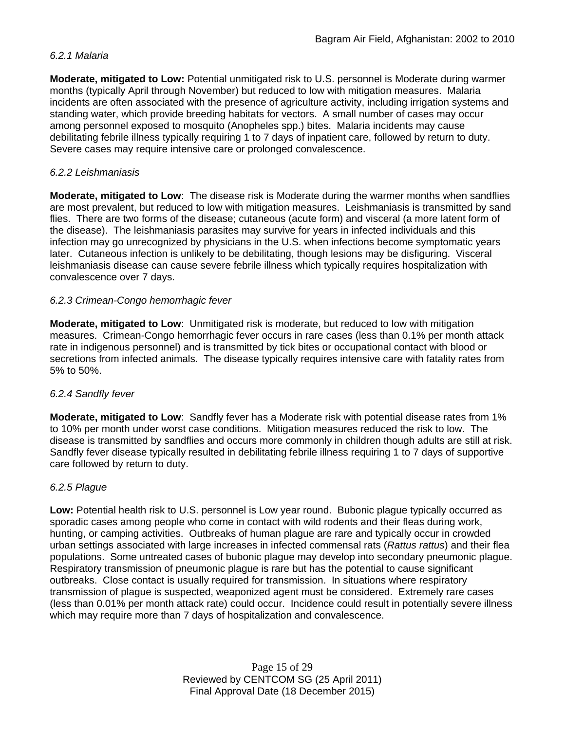*6.2.1 Malaria*

**Moderate, mitigated to Low:** Potential unmitigated risk to U.S. personnel is Moderate during warmer months (typically April through November) but reduced to low with mitigation measures. Malaria incidents are often associated with the presence of agriculture activity, including irrigation systems and standing water, which provide breeding habitats for vectors. A small number of cases may occur among personnel exposed to mosquito (Anopheles spp.) bites. Malaria incidents may cause debilitating febrile illness typically requiring 1 to 7 days of inpatient care, followed by return to duty. Severe cases may require intensive care or prolonged convalescence.

*6.2.2 Leishmaniasis*

**Moderate, mitigated to Low**: The disease risk is Moderate during the warmer months when sandflies are most prevalent, but reduced to low with mitigation measures. Leishmaniasis is transmitted by sand flies. There are two forms of the disease; cutaneous (acute form) and visceral (a more latent form of the disease). The leishmaniasis parasites may survive for years in infected individuals and this infection may go unrecognized by physicians in the U.S. when infections become symptomatic years later. Cutaneous infection is unlikely to be debilitating, though lesions may be disfiguring. Visceral leishmaniasis disease can cause severe febrile illness which typically requires hospitalization with convalescence over 7 days.

*6.2.3 Crimean-Congo hemorrhagic fever*

**Moderate, mitigated to Low**: Unmitigated risk is moderate, but reduced to low with mitigation measures. Crimean-Congo hemorrhagic fever occurs in rare cases (less than 0.1% per month attack rate in indigenous personnel) and is transmitted by tick bites or occupational contact with blood or secretions from infected animals. The disease typically requires intensive care with fatality rates from 5% to 50%.

*6.2.4 Sandfly fever*

**Moderate, mitigated to Low**: Sandfly fever has a Moderate risk with potential disease rates from 1% to 10% per month under worst case conditions. Mitigation measures reduced the risk to low. The disease is transmitted by sandflies and occurs more commonly in children though adults are still at risk. Sandfly fever disease typically resulted in debilitating febrile illness requiring 1 to 7 days of supportive care followed by return to duty.

*6.2.5 Plague*

**Low:** Potential health risk to U.S. personnel is Low year round. Bubonic plague typically occurred as sporadic cases among people who come in contact with wild rodents and their fleas during work, hunting, or camping activities. Outbreaks of human plague are rare and typically occur in crowded urban settings associated with large increases in infected commensal rats (*Rattus rattus*) and their flea populations. Some untreated cases of bubonic plague may develop into secondary pneumonic plague. Respiratory transmission of pneumonic plague is rare but has the potential to cause significant outbreaks. Close contact is usually required for transmission. In situations where respiratory transmission of plague is suspected, weaponized agent must be considered. Extremely rare cases (less than 0.01% per month attack rate) could occur. Incidence could result in potentially severe illness which may require more than 7 days of hospitalization and convalescence.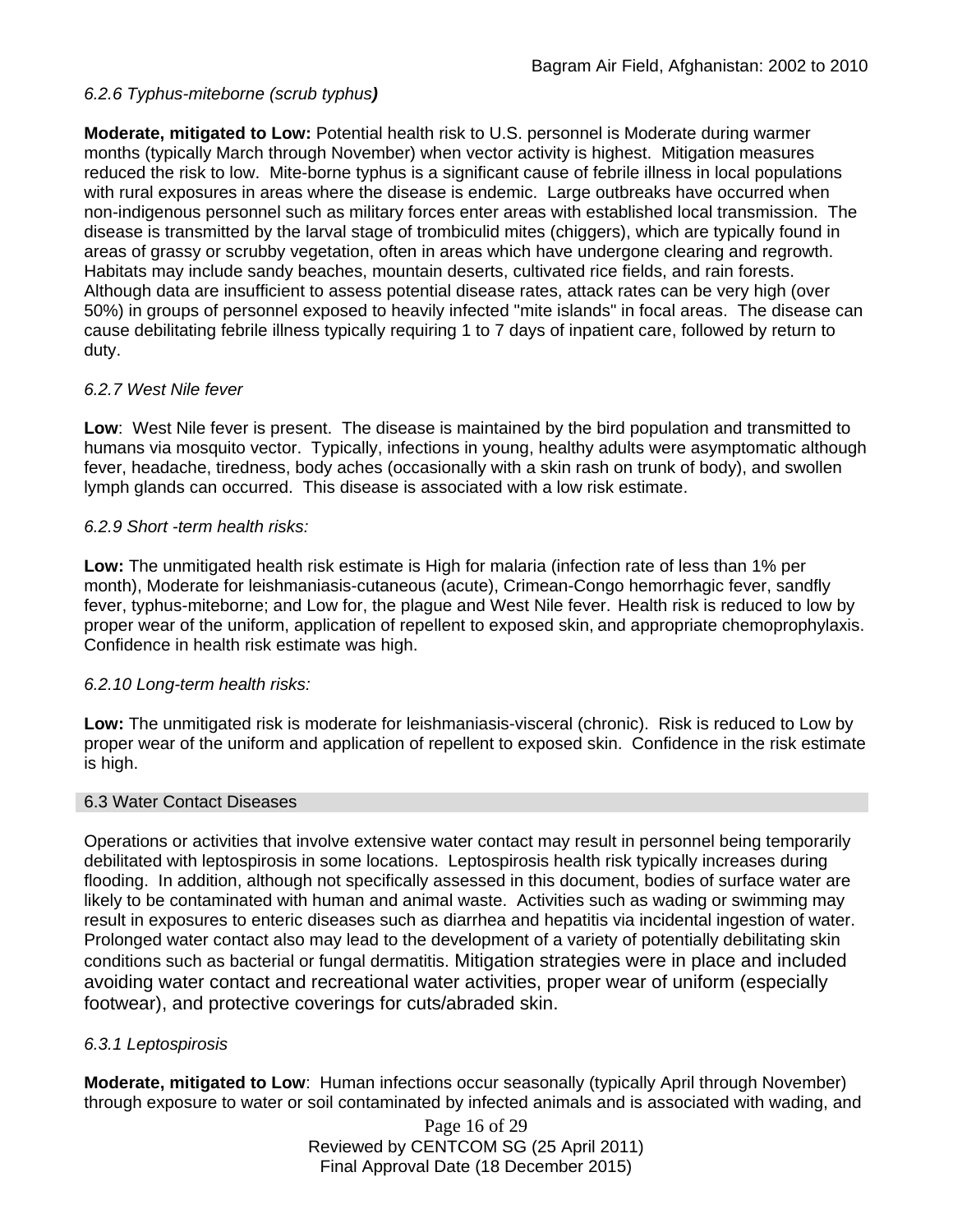*6.2.6 Typhus-miteborne (scrub typhus)*

**Moderate, mitigated to Low:** Potential health risk to U.S. personnel is Moderate during warmer months (typically March through November) when vector activity is highest. Mitigation measures reduced the risk to low. Mite-borne typhus is a significant cause of febrile illness in local populations with rural exposures in areas where the disease is endemic. Large outbreaks have occurred when non-indigenous personnel such as military forces enter areas with established local transmission. The disease is transmitted by the larval stage of trombiculid mites (chiggers), which are typically found in areas of grassy or scrubby vegetation, often in areas which have undergone clearing and regrowth. Habitats may include sandy beaches, mountain deserts, cultivated rice fields, and rain forests. Although data are insufficient to assess potential disease rates, attack rates can be very high (over 50%) in groups of personnel exposed to heavily infected "mite islands" in focal areas. The disease can cause debilitating febrile illness typically requiring 1 to 7 days of inpatient care, followed by return to duty.

*6.2.7 West Nile fever*

**Low**: West Nile fever is present. The disease is maintained by the bird population and transmitted to humans via mosquito vector. Typically, infections in young, healthy adults were asymptomatic although fever, headache, tiredness, body aches (occasionally with a skin rash on trunk of body), and swollen lymph glands can occurred. This disease is associated with a low risk estimate.

*6.2.9 Short -term health risks:*

**Low:** The unmitigated health risk estimate is High for malaria (infection rate of less than 1% per month), Moderate for leishmaniasis-cutaneous (acute), Crimean-Congo hemorrhagic fever, sandfly fever, typhus-miteborne; and Low for, the plague and West Nile fever. Health risk is reduced to low by proper wear of the uniform, application of repellent to exposed skin, and appropriate chemoprophylaxis. Confidence in health risk estimate was high.

*6.2.10 Long-term health risks:*

**Low:** The unmitigated risk is moderate for leishmaniasis-visceral (chronic). Risk is reduced to Low by proper wear of the uniform and application of repellent to exposed skin. Confidence in the risk estimate is high.

## 6.3 Water Contact Diseases

Operations or activities that involve extensive water contact may result in personnel being temporarily debilitated with leptospirosis in some locations. Leptospirosis health risk typically increases during flooding. In addition, although not specifically assessed in this document, bodies of surface water are likely to be contaminated with human and animal waste. Activities such as wading or swimming may result in exposures to enteric diseases such as diarrhea and hepatitis via incidental ingestion of water. Prolonged water contact also may lead to the development of a variety of potentially debilitating skin conditions such as bacterial or fungal dermatitis. Mitigation strategies were in place and included avoiding water contact and recreational water activities, proper wear of uniform (especially footwear), and protective coverings for cuts/abraded skin.

*6.3.1 Leptospirosis*

**Moderate, mitigated to Low**: Human infections occur seasonally (typically April through November) through exposure to water or soil contaminated by infected animals and is associated with wading, and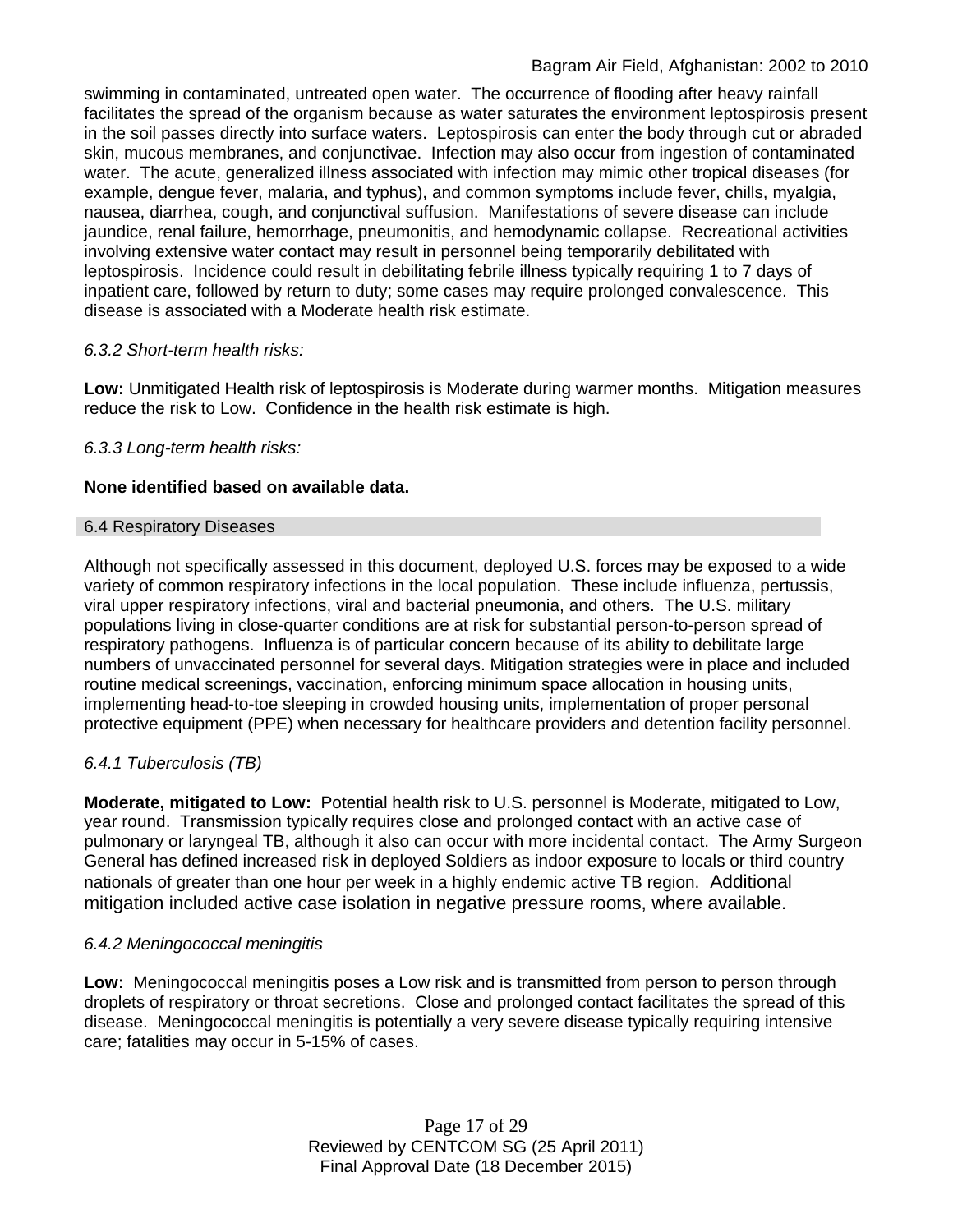swimming in contaminated, untreated open water. The occurrence of flooding after heavy rainfall facilitates the spread of the organism because as water saturates the environment leptospirosis present in the soil passes directly into surface waters. Leptospirosis can enter the body through cut or abraded skin, mucous membranes, and conjunctivae. Infection may also occur from ingestion of contaminated water. The acute, generalized illness associated with infection may mimic other tropical diseases (for example, dengue fever, malaria, and typhus), and common symptoms include fever, chills, myalgia, nausea, diarrhea, cough, and conjunctival suffusion. Manifestations of severe disease can include jaundice, renal failure, hemorrhage, pneumonitis, and hemodynamic collapse. Recreational activities involving extensive water contact may result in personnel being temporarily debilitated with leptospirosis. Incidence could result in debilitating febrile illness typically requiring 1 to 7 days of inpatient care, followed by return to duty; some cases may require prolonged convalescence. This disease is associated with a Moderate health risk estimate.

*6.3.2 Short-term health risks:*

**Low:** Unmitigated Health risk of leptospirosis is Moderate during warmer months. Mitigation measures reduce the risk to Low. Confidence in the health risk estimate is high.

*6.3.3 Long-term health risks:*

**None identified based on available data.**

## 6.4 Respiratory Diseases

Although not specifically assessed in this document, deployed U.S. forces may be exposed to a wide variety of common respiratory infections in the local population. These include influenza, pertussis, viral upper respiratory infections, viral and bacterial pneumonia, and others. The U.S. military populations living in close-quarter conditions are at risk for substantial person-to-person spread of respiratory pathogens. Influenza is of particular concern because of its ability to debilitate large numbers of unvaccinated personnel for several days. Mitigation strategies were in place and included routine medical screenings, vaccination, enforcing minimum space allocation in housing units, implementing head-to-toe sleeping in crowded housing units, implementation of proper personal protective equipment (PPE) when necessary for healthcare providers and detention facility personnel.

*6.4.1 Tuberculosis (TB)*

**Moderate, mitigated to Low:** Potential health risk to U.S. personnel is Moderate, mitigated to Low, year round. Transmission typically requires close and prolonged contact with an active case of pulmonary or laryngeal TB, although it also can occur with more incidental contact. The Army Surgeon General has defined increased risk in deployed Soldiers as indoor exposure to locals or third country nationals of greater than one hour per week in a highly endemic active TB region. Additional mitigation included active case isolation in negative pressure rooms, where available.

*6.4.2 Meningococcal meningitis*

**Low:** Meningococcal meningitis poses a Low risk and is transmitted from person to person through droplets of respiratory or throat secretions. Close and prolonged contact facilitates the spread of this disease. Meningococcal meningitis is potentially a very severe disease typically requiring intensive care; fatalities may occur in 5-15% of cases.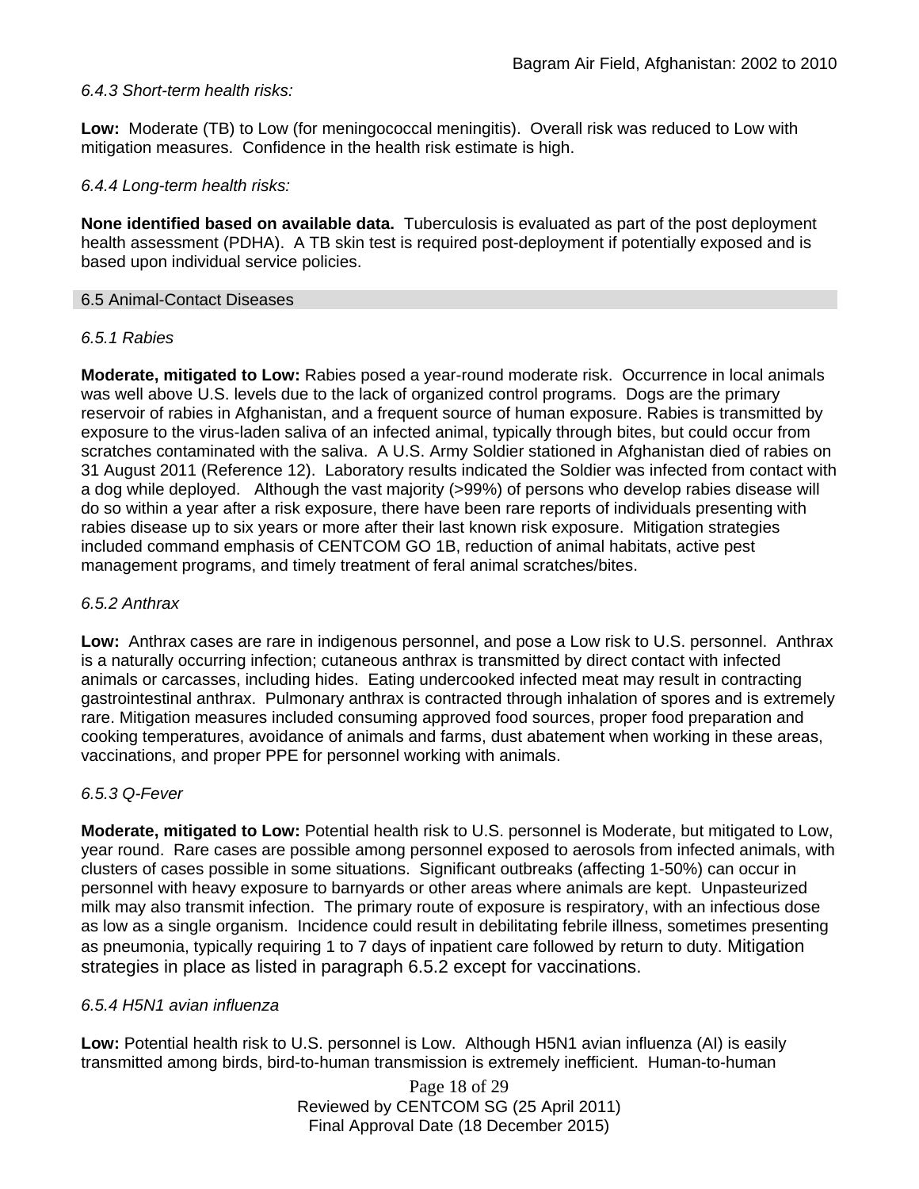*6.4.3 Short-term health risks:*

**Low:** Moderate (TB) to Low (for meningococcal meningitis). Overall risk was reduced to Low with mitigation measures. Confidence in the health risk estimate is high.

*6.4.4 Long-term health risks:*

**None identified based on available data.** Tuberculosis is evaluated as part of the post deployment health assessment (PDHA). A TB skin test is required post-deployment if potentially exposed and is based upon individual service policies.

## 6.5 Animal-Contact Diseases

*6.5.1 Rabies*

**Moderate, mitigated to Low:** Rabies posed a year-round moderate risk. Occurrence in local animals was well above U.S. levels due to the lack of organized control programs. Dogs are the primary reservoir of rabies in Afghanistan, and a frequent source of human exposure. Rabies is transmitted by exposure to the virus-laden saliva of an infected animal, typically through bites, but could occur from scratches contaminated with the saliva. A U.S. Army Soldier stationed in Afghanistan died of rabies on 31 August 2011 (Reference 12). Laboratory results indicated the Soldier was infected from contact with a dog while deployed. Although the vast majority (>99%) of persons who develop rabies disease will do so within a year after a risk exposure, there have been rare reports of individuals presenting with rabies disease up to six years or more after their last known risk exposure. Mitigation strategies included command emphasis of CENTCOM GO 1B, reduction of animal habitats, active pest management programs, and timely treatment of feral animal scratches/bites.

*6.5.2 Anthrax*

**Low:** Anthrax cases are rare in indigenous personnel, and pose a Low risk to U.S. personnel. Anthrax is a naturally occurring infection; cutaneous anthrax is transmitted by direct contact with infected animals or carcasses, including hides. Eating undercooked infected meat may result in contracting gastrointestinal anthrax. Pulmonary anthrax is contracted through inhalation of spores and is extremely rare. Mitigation measures included consuming approved food sources, proper food preparation and cooking temperatures, avoidance of animals and farms, dust abatement when working in these areas, vaccinations, and proper PPE for personnel working with animals.

*6.5.3 Q-Fever*

**Moderate, mitigated to Low:** Potential health risk to U.S. personnel is Moderate, but mitigated to Low, year round. Rare cases are possible among personnel exposed to aerosols from infected animals, with clusters of cases possible in some situations. Significant outbreaks (affecting 1-50%) can occur in personnel with heavy exposure to barnyards or other areas where animals are kept. Unpasteurized milk may also transmit infection. The primary route of exposure is respiratory, with an infectious dose as low as a single organism. Incidence could result in debilitating febrile illness, sometimes presenting as pneumonia, typically requiring 1 to 7 days of inpatient care followed by return to duty. Mitigation strategies in place as listed in paragraph 6.5.2 except for vaccinations.

*6.5.4 H5N1 avian influenza*

**Low:** Potential health risk to U.S. personnel is Low. Although H5N1 avian influenza (AI) is easily transmitted among birds, bird-to-human transmission is extremely inefficient. Human-to-human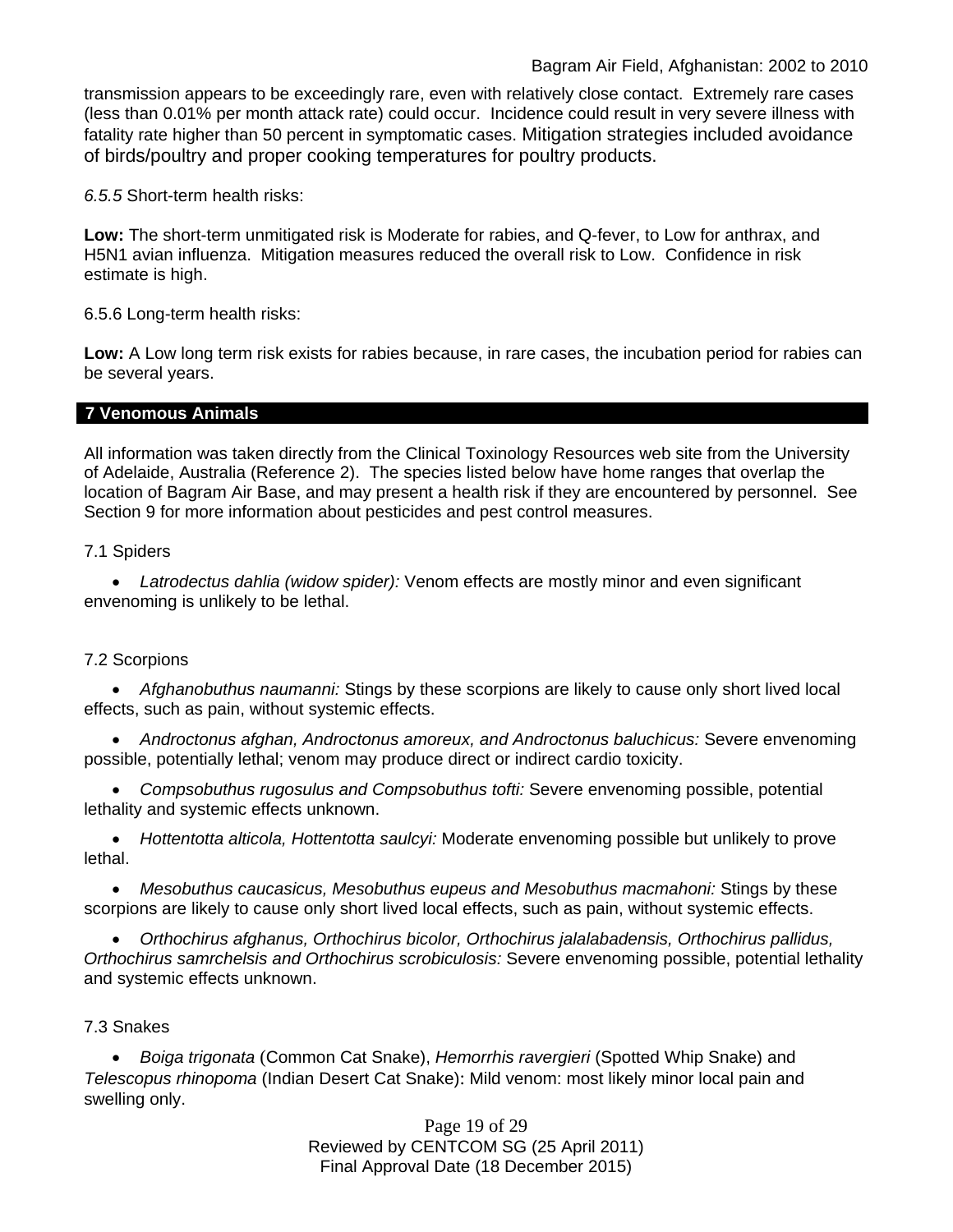transmission appears to be exceedingly rare, even with relatively close contact. Extremely rare cases (less than 0.01% per month attack rate) could occur. Incidence could result in very severe illness with fatality rate higher than 50 percent in symptomatic cases. Mitigation strategies included avoidance of birds/poultry and proper cooking temperatures for poultry products.

*6.5.5* Short-term health risks:

**Low:** The short-term unmitigated risk is Moderate for rabies, and Q-fever, to Low for anthrax, and H5N1 avian influenza. Mitigation measures reduced the overall risk to Low. Confidence in risk estimate is high.

6.5.6 Long-term health risks:

**Low:** A Low long term risk exists for rabies because, in rare cases, the incubation period for rabies can be several years.

## 7 Venomous Animals

All information was taken directly from the Clinical Toxinology Resources web site from the University of Adelaide, Australia (Reference 2). The species listed below have home ranges that overlap the location of Bagram Air Base, and may present a health risk if they are encountered by personnel. See Section 9 for more information about pesticides and pest control measures.

7.1 Spiders

- *Latrodectus dahlia (widow spider):* Venom effects are mostly minor and even significant envenoming is unlikely to be lethal.

7.2 Scorpions

- *Afghanobuthus naumanni:* Stings by these scorpions are likely to cause only short lived local effects, such as pain, without systemic effects.
- *Androctonus afghan, Androctonus amoreux, and Androctonus baluchicus:* Severe envenoming possible, potentially lethal; venom may produce direct or indirect cardio toxicity.
- *Compsobuthus rugosulus and Compsobuthus tofti:* Severe envenoming possible, potential lethality and systemic effects unknown.
- *Hottentotta alticola, Hottentotta saulcyi:* Moderate envenoming possible but unlikely to prove lethal.
- *Mesobuthus caucasicus, Mesobuthus eupeus and Mesobuthus macmahoni:* Stings by these scorpions are likely to cause only short lived local effects, such as pain, without systemic effects.
- *Orthochirus afghanus, Orthochirus bicolor, Orthochirus jalalabadensis, Orthochirus pallidus, Orthochirus samrchelsis and Orthochirus scrobiculosis:* Severe envenoming possible, potential lethality and systemic effects unknown.

7.3 Snakes

- *Boiga trigonata* (Common Cat Snake), *Hemorrhis ravergieri* (Spotted Whip Snake) and *Telescopus rhinopoma* (Indian Desert Cat Snake)**:** Mild venom: most likely minor local pain and swelling only.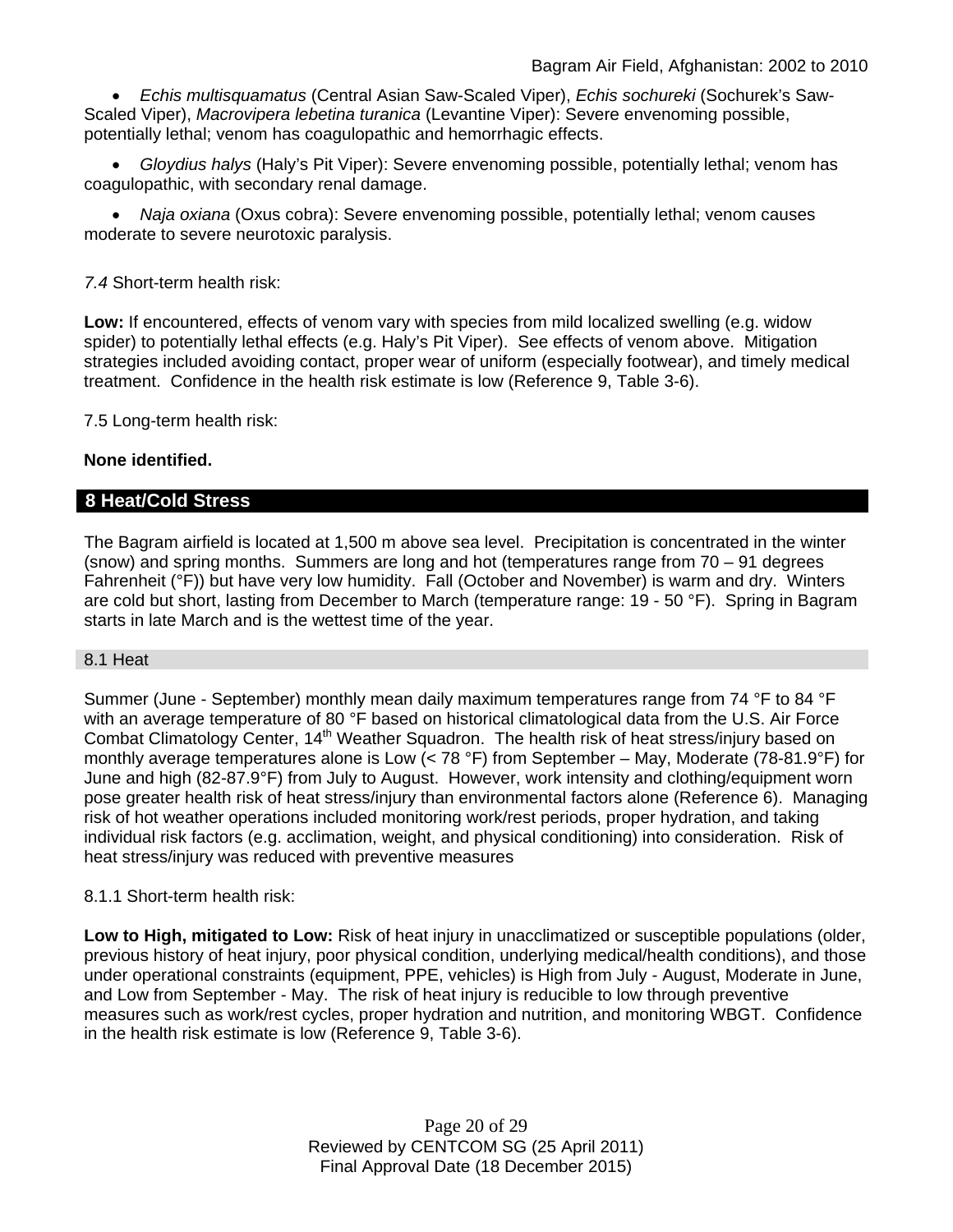- *Echis multisquamatus* (Central Asian Saw-Scaled Viper), *Echis sochureki* (Sochurek's Saw-Scaled Viper), *Macrovipera lebetina turanica* (Levantine Viper): Severe envenoming possible, potentially lethal; venom has coagulopathic and hemorrhagic effects.

- *Gloydius halys* (Haly's Pit Viper): Severe envenoming possible, potentially lethal; venom has coagulopathic, with secondary renal damage.

- *Naja oxiana* (Oxus cobra): Severe envenoming possible, potentially lethal; venom causes moderate to severe neurotoxic paralysis.

*7.4* Short-term health risk:

**Low:** If encountered, effects of venom vary with species from mild localized swelling (e.g. widow spider) to potentially lethal effects (e.g. Haly's Pit Viper). See effects of venom above. Mitigation strategies included avoiding contact, proper wear of uniform (especially footwear), and timely medical treatment. Confidence in the health risk estimate is low (Reference 9, Table 3-6).

7.5 Long-term health risk:

**None identified.**

## 8 Heat/Cold Stress

The Bagram airfield is located at 1,500 m above sea level. Precipitation is concentrated in the winter (snow) and spring months. Summers are long and hot (temperatures range from 70 – 91 degrees Fahrenheit (°F)) but have very low humidity. Fall (October and November) is warm and dry. Winters are cold but short, lasting from December to March (temperature range: 19 - 50 °F). Spring in Bagram starts in late March and is the wettest time of the year.

### 8.1 Heat

Summer (June - September) monthly mean daily maximum temperatures range from 74 °F to 84 °F with an average temperature of 80 °F based on historical climatological data from the U.S. Air Force Combat Climatology Center, 14th Weather Squadron. The health risk of heat stress/injury based on monthly average temperatures alone is Low (< 78 °F) from September – May, Moderate (78-81.9°F) for June and high (82-87.9°F) from July to August. However, work intensity and clothing/equipment worn pose greater health risk of heat stress/injury than environmental factors alone (Reference 6). Managing risk of hot weather operations included monitoring work/rest periods, proper hydration, and taking individual risk factors (e.g. acclimation, weight, and physical conditioning) into consideration. Risk of heat stress/injury was reduced with preventive measures

8.1.1 Short-term health risk:

**Low to High, mitigated to Low:** Risk of heat injury in unacclimatized or susceptible populations (older, previous history of heat injury, poor physical condition, underlying medical/health conditions), and those under operational constraints (equipment, PPE, vehicles) is High from July - August, Moderate in June, and Low from September - May. The risk of heat injury is reducible to low through preventive measures such as work/rest cycles, proper hydration and nutrition, and monitoring WBGT. Confidence in the health risk estimate is low (Reference 9, Table 3-6).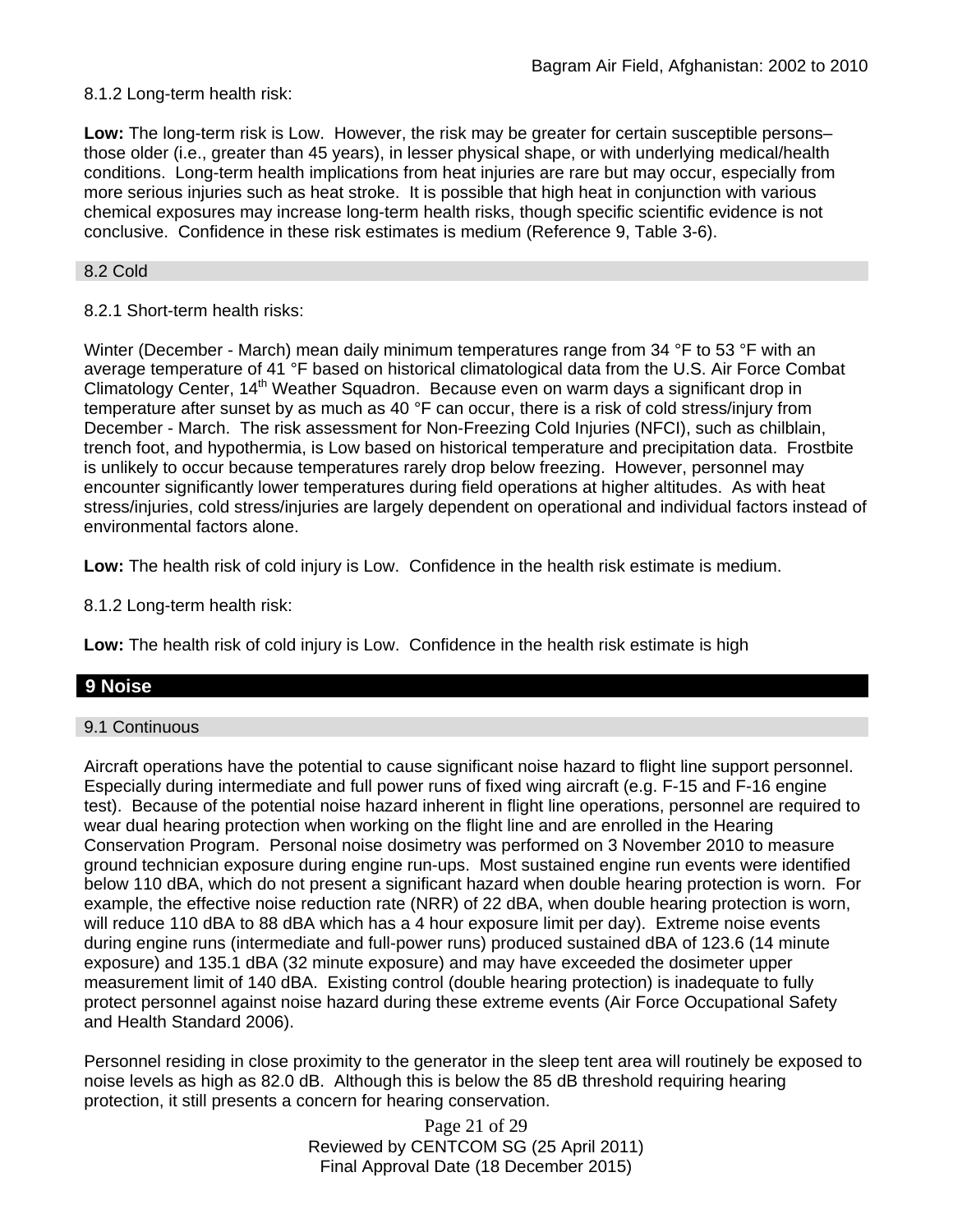8.1.2 Long-term health risk:

**Low:** The long-term risk is Low. However, the risk may be greater for certain susceptible persons– those older (i.e., greater than 45 years), in lesser physical shape, or with underlying medical/health conditions. Long-term health implications from heat injuries are rare but may occur, especially from more serious injuries such as heat stroke. It is possible that high heat in conjunction with various chemical exposures may increase long-term health risks, though specific scientific evidence is not conclusive. Confidence in these risk estimates is medium (Reference 9, Table 3-6).

### 8.2 Cold

8.2.1 Short-term health risks:

Winter (December - March) mean daily minimum temperatures range from 34 °F to 53 °F with an average temperature of 41 °F based on historical climatological data from the U.S. Air Force Combat Climatology Center, 14th Weather Squadron. Because even on warm days a significant drop in temperature after sunset by as much as 40 °F can occur, there is a risk of cold stress/injury from December - March. The risk assessment for Non-Freezing Cold Injuries (NFCI), such as chilblain, trench foot, and hypothermia, is Low based on historical temperature and precipitation data. Frostbite is unlikely to occur because temperatures rarely drop below freezing. However, personnel may encounter significantly lower temperatures during field operations at higher altitudes. As with heat stress/injuries, cold stress/injuries are largely dependent on operational and individual factors instead of environmental factors alone.

**Low:** The health risk of cold injury is Low. Confidence in the health risk estimate is medium.

8.1.2 Long-term health risk:

**Low:** The health risk of cold injury is Low. Confidence in the health risk estimate is high

## 9 Noise

### 9.1 Continuous

Aircraft operations have the potential to cause significant noise hazard to flight line support personnel. Especially during intermediate and full power runs of fixed wing aircraft (e.g. F-15 and F-16 engine test). Because of the potential noise hazard inherent in flight line operations, personnel are required to wear dual hearing protection when working on the flight line and are enrolled in the Hearing Conservation Program. Personal noise dosimetry was performed on 3 November 2010 to measure ground technician exposure during engine run-ups. Most sustained engine run events were identified below 110 dBA, which do not present a significant hazard when double hearing protection is worn. For example, the effective noise reduction rate (NRR) of 22 dBA, when double hearing protection is worn, will reduce 110 dBA to 88 dBA which has a 4 hour exposure limit per day). Extreme noise events during engine runs (intermediate and full-power runs) produced sustained dBA of 123.6 (14 minute exposure) and 135.1 dBA (32 minute exposure) and may have exceeded the dosimeter upper measurement limit of 140 dBA. Existing control (double hearing protection) is inadequate to fully protect personnel against noise hazard during these extreme events (Air Force Occupational Safety and Health Standard 2006).

Personnel residing in close proximity to the generator in the sleep tent area will routinely be exposed to noise levels as high as 82.0 dB. Although this is below the 85 dB threshold requiring hearing protection, it still presents a concern for hearing conservation.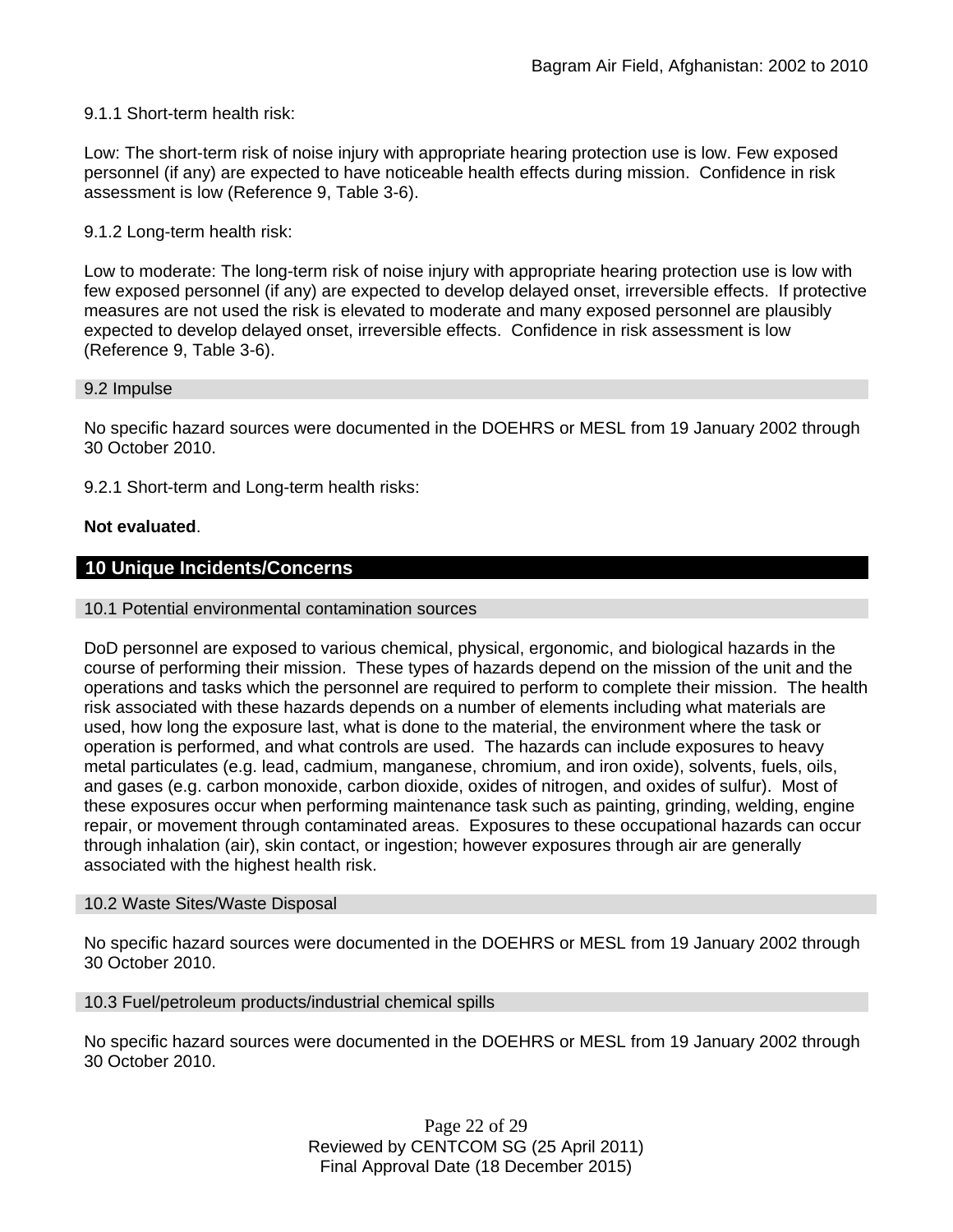9.1.1 Short-term health risk:

Low: The short-term risk of noise injury with appropriate hearing protection use is low. Few exposed personnel (if any) are expected to have noticeable health effects during mission. Confidence in risk assessment is low (Reference 9, Table 3-6).

9.1.2 Long-term health risk:

Low to moderate: The long-term risk of noise injury with appropriate hearing protection use is low with few exposed personnel (if any) are expected to develop delayed onset, irreversible effects. If protective measures are not used the risk is elevated to moderate and many exposed personnel are plausibly expected to develop delayed onset, irreversible effects. Confidence in risk assessment is low (Reference 9, Table 3-6).

### 9.2 Impulse

No specific hazard sources were documented in the DOEHRS or MESL from 19 January 2002 through 30 October 2010.

9.2.1 Short-term and Long-term health risks:

**Not evaluated**.

## 10 Unique Incidents/Concerns

### 10.1 Potential environmental contamination sources

DoD personnel are exposed to various chemical, physical, ergonomic, and biological hazards in the course of performing their mission. These types of hazards depend on the mission of the unit and the operations and tasks which the personnel are required to perform to complete their mission. The health risk associated with these hazards depends on a number of elements including what materials are used, how long the exposure last, what is done to the material, the environment where the task or operation is performed, and what controls are used. The hazards can include exposures to heavy metal particulates (e.g. lead, cadmium, manganese, chromium, and iron oxide), solvents, fuels, oils, and gases (e.g. carbon monoxide, carbon dioxide, oxides of nitrogen, and oxides of sulfur). Most of these exposures occur when performing maintenance task such as painting, grinding, welding, engine repair, or movement through contaminated areas. Exposures to these occupational hazards can occur through inhalation (air), skin contact, or ingestion; however exposures through air are generally associated with the highest health risk.

### 10.2 Waste Sites/Waste Disposal

No specific hazard sources were documented in the DOEHRS or MESL from 19 January 2002 through 30 October 2010.

### 10.3 Fuel/petroleum products/industrial chemical spills

No specific hazard sources were documented in the DOEHRS or MESL from 19 January 2002 through 30 October 2010.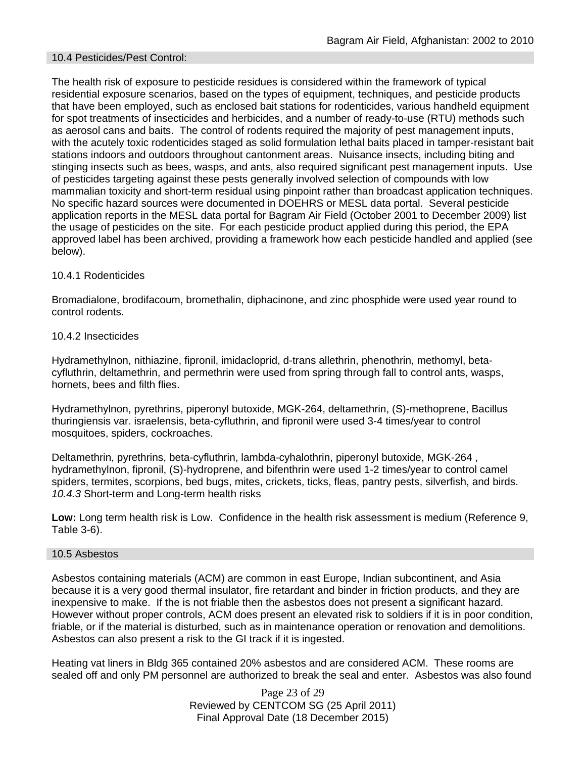## 10.4 Pesticides/Pest Control:

The health risk of exposure to pesticide residues is considered within the framework of typical residential exposure scenarios, based on the types of equipment, techniques, and pesticide products that have been employed, such as enclosed bait stations for rodenticides, various handheld equipment for spot treatments of insecticides and herbicides, and a number of ready-to-use (RTU) methods such as aerosol cans and baits. The control of rodents required the majority of pest management inputs, with the acutely toxic rodenticides staged as solid formulation lethal baits placed in tamper-resistant bait stations indoors and outdoors throughout cantonment areas. Nuisance insects, including biting and stinging insects such as bees, wasps, and ants, also required significant pest management inputs. Use of pesticides targeting against these pests generally involved selection of compounds with low mammalian toxicity and short-term residual using pinpoint rather than broadcast application techniques. No specific hazard sources were documented in DOEHRS or MESL data portal. Several pesticide application reports in the MESL data portal for Bagram Air Field (October 2001 to December 2009) list the usage of pesticides on the site. For each pesticide product applied during this period, the EPA approved label has been archived, providing a framework how each pesticide handled and applied (see below).

### 10.4.1 Rodenticides

Bromadialone, brodifacoum, bromethalin, diphacinone, and zinc phosphide were used year round to control rodents.

### 10.4.2 Insecticides

Hydramethylnon, nithiazine, fipronil, imidacloprid, d-trans allethrin, phenothrin, methomyl, beta-cyfluthrin, deltamethrin, and permethrin were used from spring through fall to control ants, wasps, hornets, bees and filth flies.

Hydramethylnon, pyrethrins, piperonyl butoxide, MGK-264, deltamethrin, (S)-methoprene, Bacillus thuringiensis var. israelensis, beta-cyfluthrin, and fipronil were used 3-4 times/year to control mosquitoes, spiders, cockroaches.

Deltamethrin, pyrethrins, beta-cyfluthrin, lambda-cyhalothrin, piperonyl butoxide, MGK-264 , hydramethylnon, fipronil, (S)-hydroprene, and bifenthrin were used 1-2 times/year to control camel spiders, termites, scorpions, bed bugs, mites, crickets, ticks, fleas, pantry pests, silverfish, and birds.

### *10.4.3* Short-term and Long-term health risks

**Low:** Long term health risk is Low. Confidence in the health risk assessment is medium (Reference 9, Table 3-6).

## 10.5 Asbestos

Asbestos containing materials (ACM) are common in east Europe, Indian subcontinent, and Asia because it is a very good thermal insulator, fire retardant and binder in friction products, and they are inexpensive to make. If the is not friable then the asbestos does not present a significant hazard. However without proper controls, ACM does present an elevated risk to soldiers if it is in poor condition, friable, or if the material is disturbed, such as in maintenance operation or renovation and demolitions. Asbestos can also present a risk to the GI track if it is ingested.

Heating vat liners in Bldg 365 contained 20% asbestos and are considered ACM. These rooms are sealed off and only PM personnel are authorized to break the seal and enter. Asbestos was also found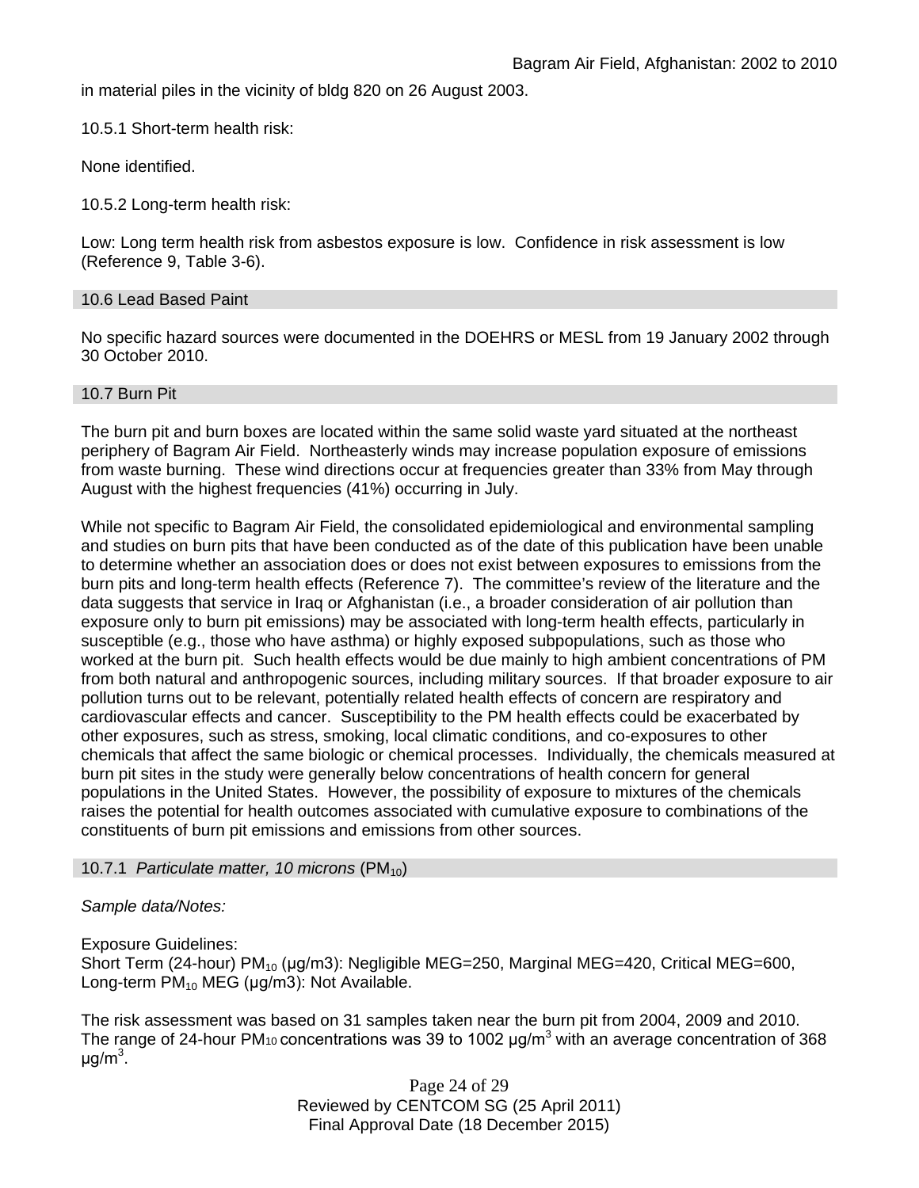in material piles in the vicinity of bldg 820 on 26 August 2003.

10.5.1 Short-term health risk:

None identified.

10.5.2 Long-term health risk:

Low: Long term health risk from asbestos exposure is low. Confidence in risk assessment is low (Reference 9, Table 3-6).

## 10.6 Lead Based Paint

No specific hazard sources were documented in the DOEHRS or MESL from 19 January 2002 through 30 October 2010.

## 10.7 Burn Pit

The burn pit and burn boxes are located within the same solid waste yard situated at the northeast periphery of Bagram Air Field. Northeasterly winds may increase population exposure of emissions from waste burning. These wind directions occur at frequencies greater than 33% from May through August with the highest frequencies (41%) occurring in July.

While not specific to Bagram Air Field, the consolidated epidemiological and environmental sampling and studies on burn pits that have been conducted as of the date of this publication have been unable to determine whether an association does or does not exist between exposures to emissions from the burn pits and long-term health effects (Reference 7). The committee's review of the literature and the data suggests that service in Iraq or Afghanistan (i.e., a broader consideration of air pollution than exposure only to burn pit emissions) may be associated with long-term health effects, particularly in susceptible (e.g., those who have asthma) or highly exposed subpopulations, such as those who worked at the burn pit. Such health effects would be due mainly to high ambient concentrations of PM from both natural and anthropogenic sources, including military sources. If that broader exposure to air pollution turns out to be relevant, potentially related health effects of concern are respiratory and cardiovascular effects and cancer. Susceptibility to the PM health effects could be exacerbated by other exposures, such as stress, smoking, local climatic conditions, and co-exposures to other chemicals that affect the same biologic or chemical processes. Individually, the chemicals measured at burn pit sites in the study were generally below concentrations of health concern for general populations in the United States. However, the possibility of exposure to mixtures of the chemicals raises the potential for health outcomes associated with cumulative exposure to combinations of the constituents of burn pit emissions and emissions from other sources.

### 10.7.1 *Particulate matter, 10 microns* ($PM_{10}$)

*Sample data/Notes:*

Exposure Guidelines:
Short Term (24-hour) $PM_{10}$ (μg/m3): Negligible MEG=250, Marginal MEG=420, Critical MEG=600,
Long-term $PM_{10}$ MEG (μg/m3): Not Available.

The risk assessment was based on 31 samples taken near the burn pit from 2004, 2009 and 2010. The range of 24-hour $PM_{10}$ concentrations was 39 to 1002 μg/m$^3$ with an average concentration of 368 μg/m$^3$.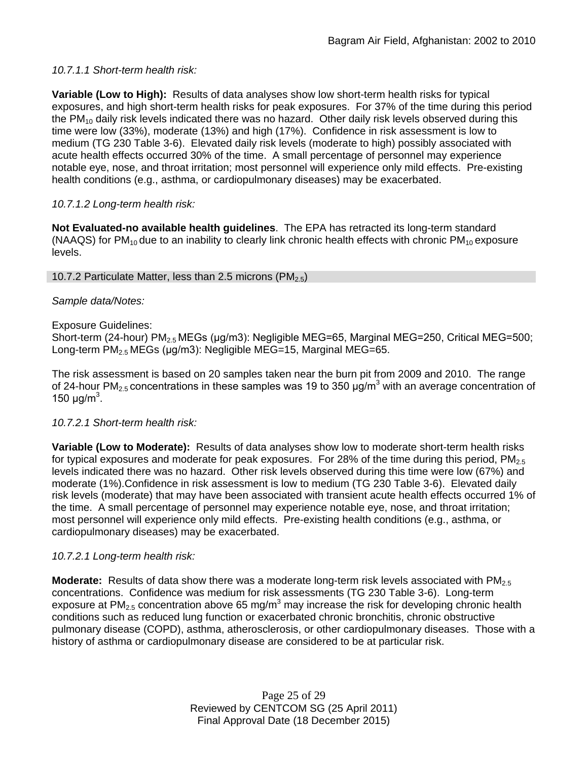*10.7.1.1 Short-term health risk:*

**Variable (Low to High):** Results of data analyses show low short-term health risks for typical exposures, and high short-term health risks for peak exposures. For 37% of the time during this period the $PM_{10}$ daily risk levels indicated there was no hazard. Other daily risk levels observed during this time were low (33%), moderate (13%) and high (17%). Confidence in risk assessment is low to medium (TG 230 Table 3-6). Elevated daily risk levels (moderate to high) possibly associated with acute health effects occurred 30% of the time. A small percentage of personnel may experience notable eye, nose, and throat irritation; most personnel will experience only mild effects. Pre-existing health conditions (e.g., asthma, or cardiopulmonary diseases) may be exacerbated.

*10.7.1.2 Long-term health risk:*

**Not Evaluated-no available health guidelines**. The EPA has retracted its long-term standard (NAAQS) for $PM_{10}$ due to an inability to clearly link chronic health effects with chronic $PM_{10}$ exposure levels.

### 10.7.2 Particulate Matter, less than 2.5 microns ($PM_{2.5}$)

*Sample data/Notes:*

Exposure Guidelines:
Short-term (24-hour) $PM_{2.5}$ MEGs (µg/m3): Negligible MEG=65, Marginal MEG=250, Critical MEG=500;
Long-term $PM_{2.5}$ MEGs (µg/m3): Negligible MEG=15, Marginal MEG=65.

The risk assessment is based on 20 samples taken near the burn pit from 2009 and 2010. The range of 24-hour $PM_{2.5}$ concentrations in these samples was 19 to 350 µg/m$^3$ with an average concentration of 150 µg/m$^3$.

*10.7.2.1 Short-term health risk:*

**Variable (Low to Moderate):** Results of data analyses show low to moderate short-term health risks for typical exposures and moderate for peak exposures. For 28% of the time during this period, $PM_{2.5}$ levels indicated there was no hazard. Other risk levels observed during this time were low (67%) and moderate (1%).Confidence in risk assessment is low to medium (TG 230 Table 3-6). Elevated daily risk levels (moderate) that may have been associated with transient acute health effects occurred 1% of the time. A small percentage of personnel may experience notable eye, nose, and throat irritation; most personnel will experience only mild effects. Pre-existing health conditions (e.g., asthma, or cardiopulmonary diseases) may be exacerbated.

*10.7.2.1 Long-term health risk:*

**Moderate:** Results of data show there was a moderate long-term risk levels associated with $PM_{2.5}$ concentrations. Confidence was medium for risk assessments (TG 230 Table 3-6). Long-term exposure at $PM_{2.5}$ concentration above 65 mg/m$^3$ may increase the risk for developing chronic health conditions such as reduced lung function or exacerbated chronic bronchitis, chronic obstructive pulmonary disease (COPD), asthma, atherosclerosis, or other cardiopulmonary diseases. Those with a history of asthma or cardiopulmonary disease are considered to be at particular risk.

Reviewed by CENTCOM SG (25 April 2011)
Final Approval Date (18 December 2015)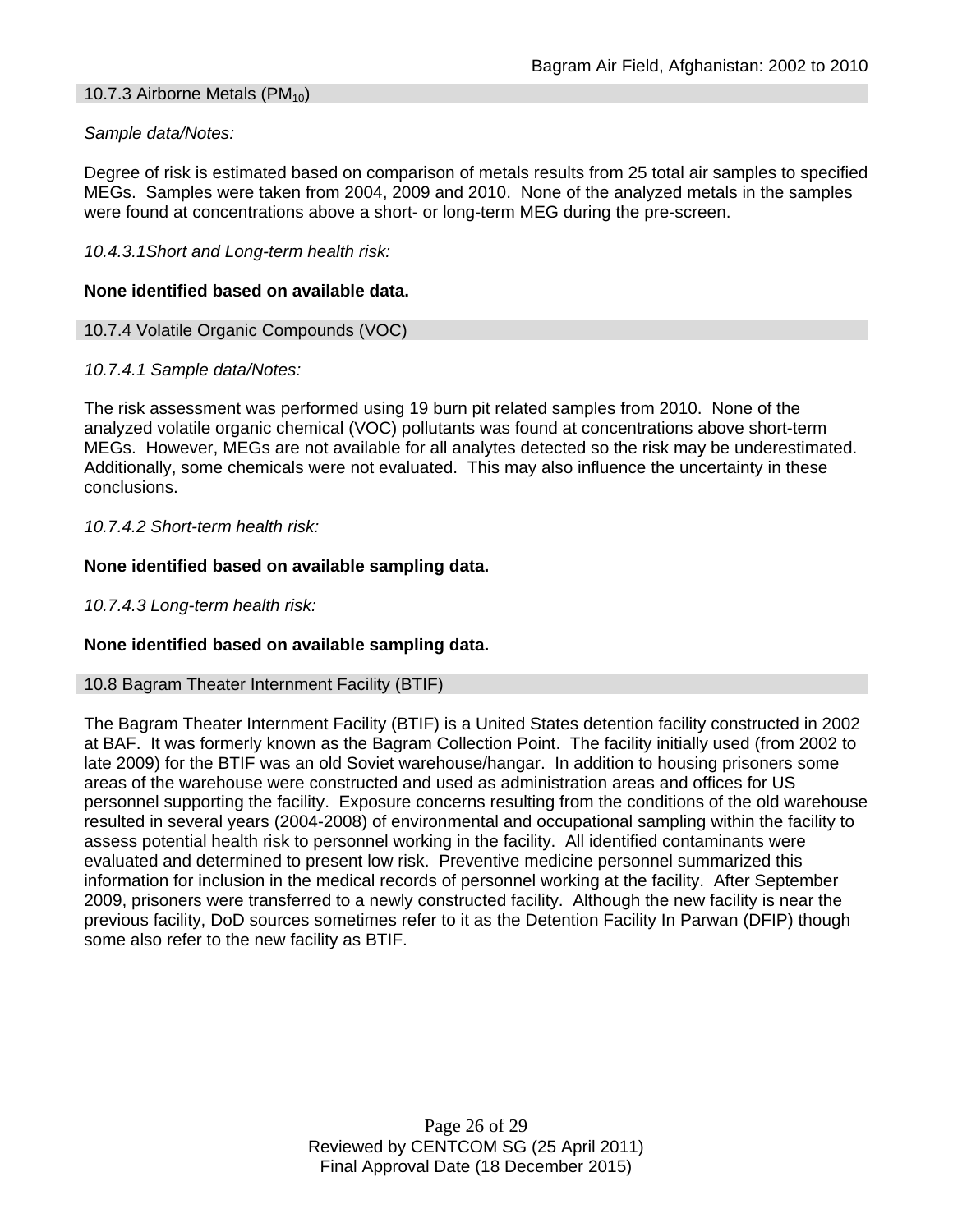### 10.7.3 Airborne Metals ($PM_{10}$)

*Sample data/Notes:*

Degree of risk is estimated based on comparison of metals results from 25 total air samples to specified MEGs. Samples were taken from 2004, 2009 and 2010. None of the analyzed metals in the samples were found at concentrations above a short- or long-term MEG during the pre-screen.

*10.4.3.1Short and Long-term health risk:*

**None identified based on available data.**

### 10.7.4 Volatile Organic Compounds (VOC)

*10.7.4.1 Sample data/Notes:*

The risk assessment was performed using 19 burn pit related samples from 2010. None of the analyzed volatile organic chemical (VOC) pollutants was found at concentrations above short-term MEGs. However, MEGs are not available for all analytes detected so the risk may be underestimated. Additionally, some chemicals were not evaluated. This may also influence the uncertainty in these conclusions.

*10.7.4.2 Short-term health risk:*

**None identified based on available sampling data.**

*10.7.4.3 Long-term health risk:*

**None identified based on available sampling data.**

## 10.8 Bagram Theater Internment Facility (BTIF)

The Bagram Theater Internment Facility (BTIF) is a United States detention facility constructed in 2002 at BAF. It was formerly known as the Bagram Collection Point. The facility initially used (from 2002 to late 2009) for the BTIF was an old Soviet warehouse/hangar. In addition to housing prisoners some areas of the warehouse were constructed and used as administration areas and offices for US personnel supporting the facility. Exposure concerns resulting from the conditions of the old warehouse resulted in several years (2004-2008) of environmental and occupational sampling within the facility to assess potential health risk to personnel working in the facility. All identified contaminants were evaluated and determined to present low risk. Preventive medicine personnel summarized this information for inclusion in the medical records of personnel working at the facility. After September 2009, prisoners were transferred to a newly constructed facility. Although the new facility is near the previous facility, DoD sources sometimes refer to it as the Detention Facility In Parwan (DFIP) though some also refer to the new facility as BTIF.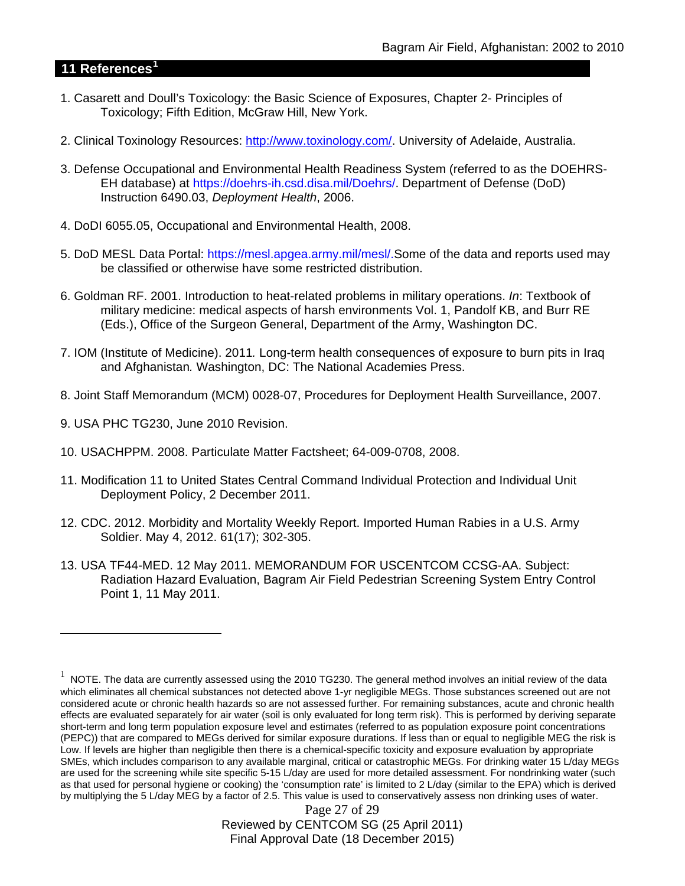## 11 References[1]

1. Casarett and Doull's Toxicology: the Basic Science of Exposures, Chapter 2- Principles of Toxicology; Fifth Edition, McGraw Hill, New York.

2. Clinical Toxinology Resources: http://www.toxinology.com/. University of Adelaide, Australia.

3. Defense Occupational and Environmental Health Readiness System (referred to as the DOEHRS-EH database) at https://doehrs-ih.csd.disa.mil/Doehrs/. Department of Defense (DoD) Instruction 6490.03, *Deployment Health*, 2006.

4. DoDI 6055.05, Occupational and Environmental Health, 2008.

5. DoD MESL Data Portal: https://mesl.apgea.army.mil/mesl/.Some of the data and reports used may be classified or otherwise have some restricted distribution.

6. Goldman RF. 2001. Introduction to heat-related problems in military operations. *In*: Textbook of military medicine: medical aspects of harsh environments Vol. 1, Pandolf KB, and Burr RE (Eds.), Office of the Surgeon General, Department of the Army, Washington DC.

7. IOM (Institute of Medicine). 2011*.* Long-term health consequences of exposure to burn pits in Iraq and Afghanistan*.* Washington, DC: The National Academies Press.

8. Joint Staff Memorandum (MCM) 0028-07, Procedures for Deployment Health Surveillance, 2007.

9. USA PHC TG230, June 2010 Revision.

10. USACHPPM. 2008. Particulate Matter Factsheet; 64-009-0708, 2008.

11. Modification 11 to United States Central Command Individual Protection and Individual Unit Deployment Policy, 2 December 2011.

12. CDC. 2012. Morbidity and Mortality Weekly Report. Imported Human Rabies in a U.S. Army Soldier. May 4, 2012. 61(17); 302-305.

13. USA TF44-MED. 12 May 2011. MEMORANDUM FOR USCENTCOM CCSG-AA. Subject: Radiation Hazard Evaluation, Bagram Air Field Pedestrian Screening System Entry Control Point 1, 11 May 2011.

---

[1] NOTE. The data are currently assessed using the 2010 TG230. The general method involves an initial review of the data which eliminates all chemical substances not detected above 1-yr negligible MEGs. Those substances screened out are not considered acute or chronic health hazards so are not assessed further. For remaining substances, acute and chronic health effects are evaluated separately for air water (soil is only evaluated for long term risk). This is performed by deriving separate short-term and long term population exposure level and estimates (referred to as population exposure point concentrations (PEPC)) that are compared to MEGs derived for similar exposure durations. If less than or equal to negligible MEG the risk is Low. If levels are higher than negligible then there is a chemical-specific toxicity and exposure evaluation by appropriate SMEs, which includes comparison to any available marginal, critical or catastrophic MEGs. For drinking water 15 L/day MEGs are used for the screening while site specific 5-15 L/day are used for more detailed assessment. For nondrinking water (such as that used for personal hygiene or cooking) the 'consumption rate' is limited to 2 L/day (similar to the EPA) which is derived by multiplying the 5 L/day MEG by a factor of 2.5. This value is used to conservatively assess non drinking uses of water.

Reviewed by CENTCOM SG (25 April 2011)
Final Approval Date (18 December 2015)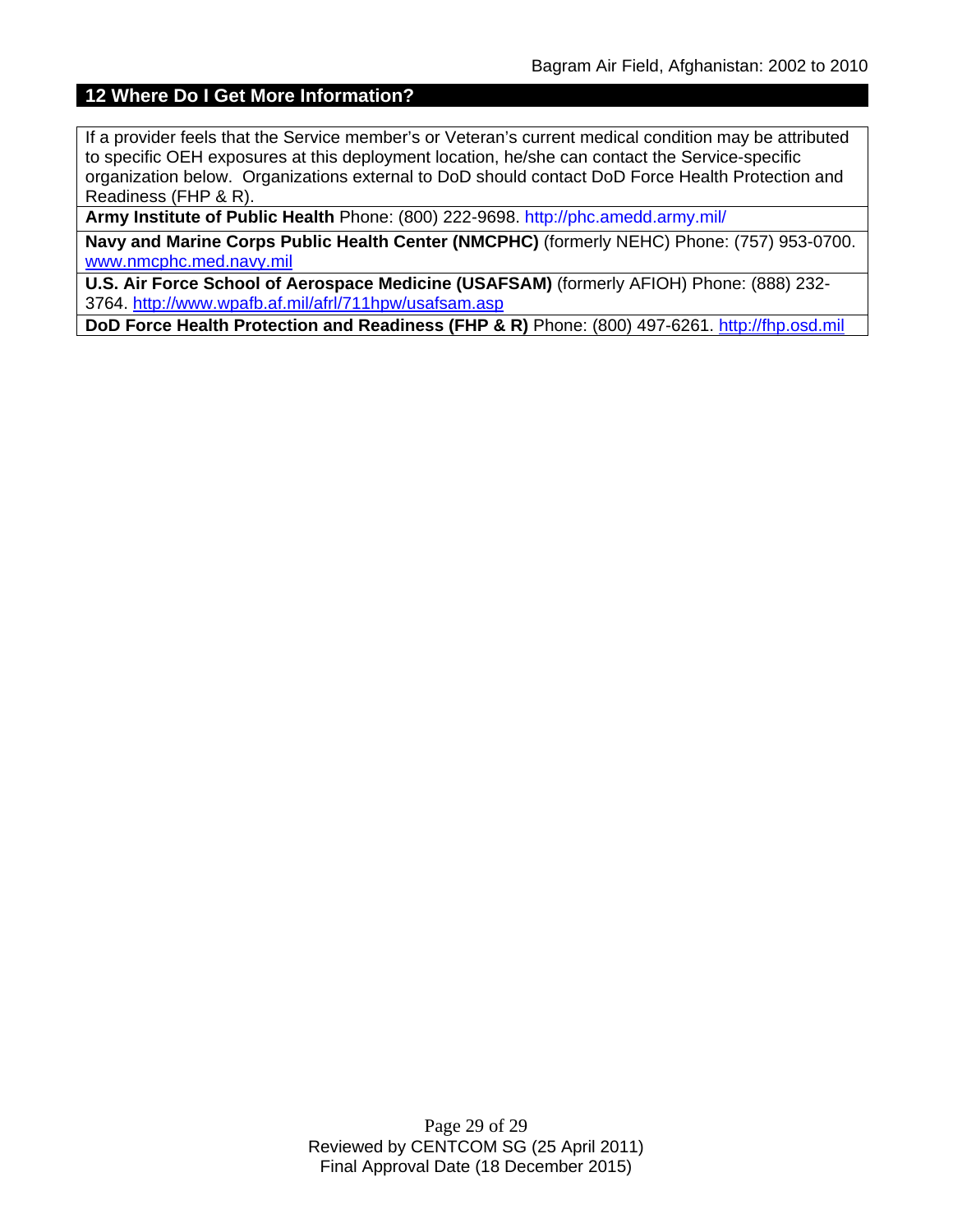## 12 Where Do I Get More Information?

| |
|---|
| If a provider feels that the Service member's or Veteran's current medical condition may be attributed to specific OEH exposures at this deployment location, he/she can contact the Service-specific organization below. Organizations external to DoD should contact DoD Force Health Protection and Readiness (FHP & R). |
| **Army Institute of Public Health** Phone: (800) 222-9698. http://phc.amedd.army.mil/ |
| **Navy and Marine Corps Public Health Center (NMCPHC)** (formerly NEHC) Phone: (757) 953-0700. www.nmcphc.med.navy.mil |
| **U.S. Air Force School of Aerospace Medicine (USAFSAM)** (formerly AFIOH) Phone: (888) 232-3764. http://www.wpafb.af.mil/afrl/711hpw/usafsam.asp |
| **DoD Force Health Protection and Readiness (FHP & R)** Phone: (800) 497-6261. http://fhp.osd.mil |

Reviewed by CENTCOM SG (25 April 2011)
Final Approval Date (18 December 2015)